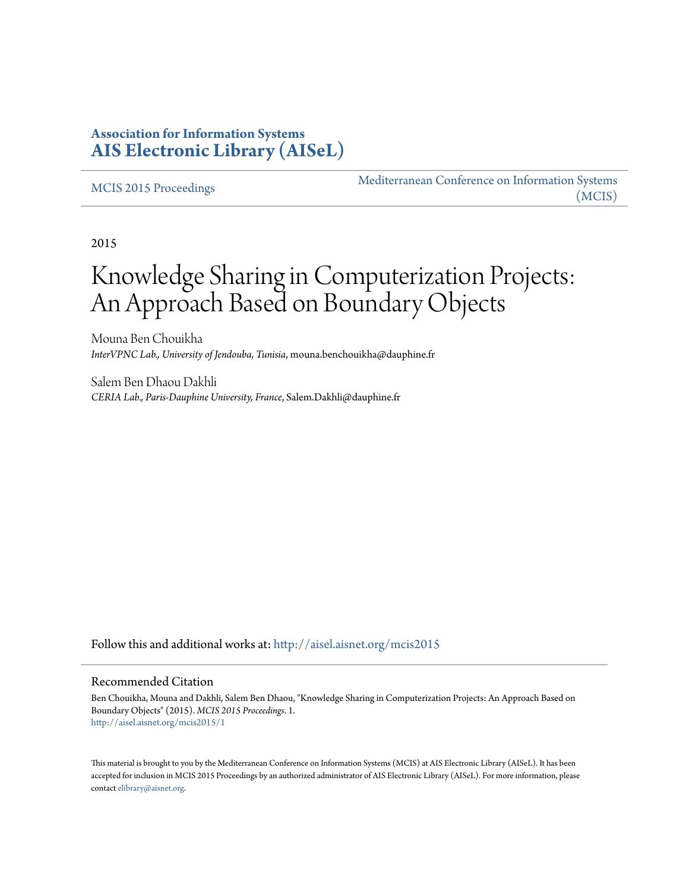**Association for Information Systems**
**AIS Electronic Library (AISeL)**

MCIS 2015 Proceedings

Mediterranean Conference on Information Systems (MCIS)

2015

# Knowledge Sharing in Computerization Projects: An Approach Based on Boundary Objects

Mouna Ben Chouikha
*InterVPNC Lab., University of Jendouba, Tunisia*, mouna.benchouikha@dauphine.fr

Salem Ben Dhaou Dakhli
*CERIA Lab., Paris-Dauphine University, France*, Salem.Dakhli@dauphine.fr

Follow this and additional works at: http://aisel.aisnet.org/mcis2015

## Recommended Citation

Ben Chouikha, Mouna and Dakhli, Salem Ben Dhaou, "Knowledge Sharing in Computerization Projects: An Approach Based on Boundary Objects" (2015). *MCIS 2015 Proceedings*. 1.
http://aisel.aisnet.org/mcis2015/1

This material is brought to you by the Mediterranean Conference on Information Systems (MCIS) at AIS Electronic Library (AISeL). It has been accepted for inclusion in MCIS 2015 Proceedings by an authorized administrator of AIS Electronic Library (AISeL). For more information, please contact elibrary@aisnet.org.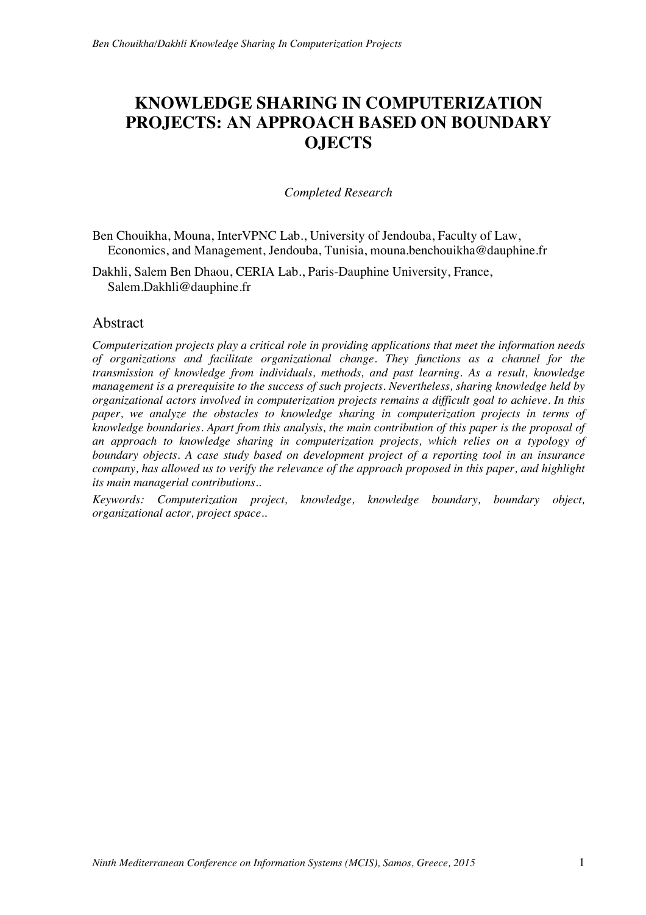# KNOWLEDGE SHARING IN COMPUTERIZATION PROJECTS: AN APPROACH BASED ON BOUNDARY OJECTS

*Completed Research*

Ben Chouikha, Mouna, InterVPNC Lab., University of Jendouba, Faculty of Law, Economics, and Management, Jendouba, Tunisia, mouna.benchouikha@dauphine.fr

Dakhli, Salem Ben Dhaou, CERIA Lab., Paris-Dauphine University, France, Salem.Dakhli@dauphine.fr

## Abstract

*Computerization projects play a critical role in providing applications that meet the information needs of organizations and facilitate organizational change. They functions as a channel for the transmission of knowledge from individuals, methods, and past learning. As a result, knowledge management is a prerequisite to the success of such projects. Nevertheless, sharing knowledge held by organizational actors involved in computerization projects remains a difficult goal to achieve. In this paper, we analyze the obstacles to knowledge sharing in computerization projects in terms of knowledge boundaries. Apart from this analysis, the main contribution of this paper is the proposal of an approach to knowledge sharing in computerization projects, which relies on a typology of boundary objects. A case study based on development project of a reporting tool in an insurance company, has allowed us to verify the relevance of the approach proposed in this paper, and highlight its main managerial contributions..*

*Keywords: Computerization project, knowledge, knowledge boundary, boundary object, organizational actor, project space..*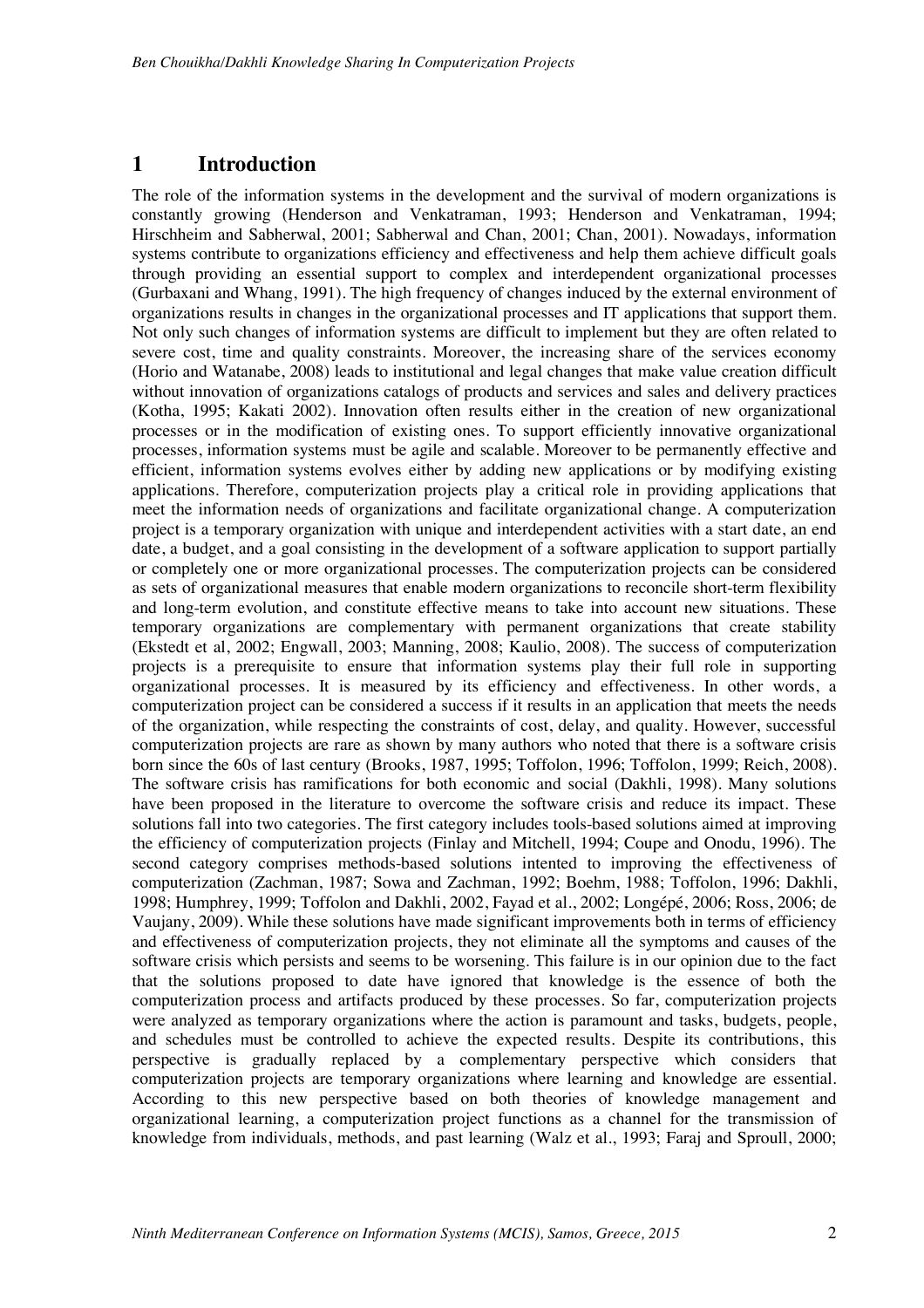# 1 Introduction

The role of the information systems in the development and the survival of modern organizations is constantly growing (Henderson and Venkatraman, 1993; Henderson and Venkatraman, 1994; Hirschheim and Sabherwal, 2001; Sabherwal and Chan, 2001; Chan, 2001). Nowadays, information systems contribute to organizations efficiency and effectiveness and help them achieve difficult goals through providing an essential support to complex and interdependent organizational processes (Gurbaxani and Whang, 1991). The high frequency of changes induced by the external environment of organizations results in changes in the organizational processes and IT applications that support them. Not only such changes of information systems are difficult to implement but they are often related to severe cost, time and quality constraints. Moreover, the increasing share of the services economy (Horio and Watanabe, 2008) leads to institutional and legal changes that make value creation difficult without innovation of organizations catalogs of products and services and sales and delivery practices (Kotha, 1995; Kakati 2002). Innovation often results either in the creation of new organizational processes or in the modification of existing ones. To support efficiently innovative organizational processes, information systems must be agile and scalable. Moreover to be permanently effective and efficient, information systems evolves either by adding new applications or by modifying existing applications. Therefore, computerization projects play a critical role in providing applications that meet the information needs of organizations and facilitate organizational change. A computerization project is a temporary organization with unique and interdependent activities with a start date, an end date, a budget, and a goal consisting in the development of a software application to support partially or completely one or more organizational processes. The computerization projects can be considered as sets of organizational measures that enable modern organizations to reconcile short-term flexibility and long-term evolution, and constitute effective means to take into account new situations. These temporary organizations are complementary with permanent organizations that create stability (Ekstedt et al, 2002; Engwall, 2003; Manning, 2008; Kaulio, 2008). The success of computerization projects is a prerequisite to ensure that information systems play their full role in supporting organizational processes. It is measured by its efficiency and effectiveness. In other words, a computerization project can be considered a success if it results in an application that meets the needs of the organization, while respecting the constraints of cost, delay, and quality. However, successful computerization projects are rare as shown by many authors who noted that there is a software crisis born since the 60s of last century (Brooks, 1987, 1995; Toffolon, 1996; Toffolon, 1999; Reich, 2008). The software crisis has ramifications for both economic and social (Dakhli, 1998). Many solutions have been proposed in the literature to overcome the software crisis and reduce its impact. These solutions fall into two categories. The first category includes tools-based solutions aimed at improving the efficiency of computerization projects (Finlay and Mitchell, 1994; Coupe and Onodu, 1996). The second category comprises methods-based solutions intented to improving the effectiveness of computerization (Zachman, 1987; Sowa and Zachman, 1992; Boehm, 1988; Toffolon, 1996; Dakhli, 1998; Humphrey, 1999; Toffolon and Dakhli, 2002, Fayad et al., 2002; Longépé, 2006; Ross, 2006; de Vaujany, 2009). While these solutions have made significant improvements both in terms of efficiency and effectiveness of computerization projects, they not eliminate all the symptoms and causes of the software crisis which persists and seems to be worsening. This failure is in our opinion due to the fact that the solutions proposed to date have ignored that knowledge is the essence of both the computerization process and artifacts produced by these processes. So far, computerization projects were analyzed as temporary organizations where the action is paramount and tasks, budgets, people, and schedules must be controlled to achieve the expected results. Despite its contributions, this perspective is gradually replaced by a complementary perspective which considers that computerization projects are temporary organizations where learning and knowledge are essential. According to this new perspective based on both theories of knowledge management and organizational learning, a computerization project functions as a channel for the transmission of knowledge from individuals, methods, and past learning (Walz et al., 1993; Faraj and Sproull, 2000;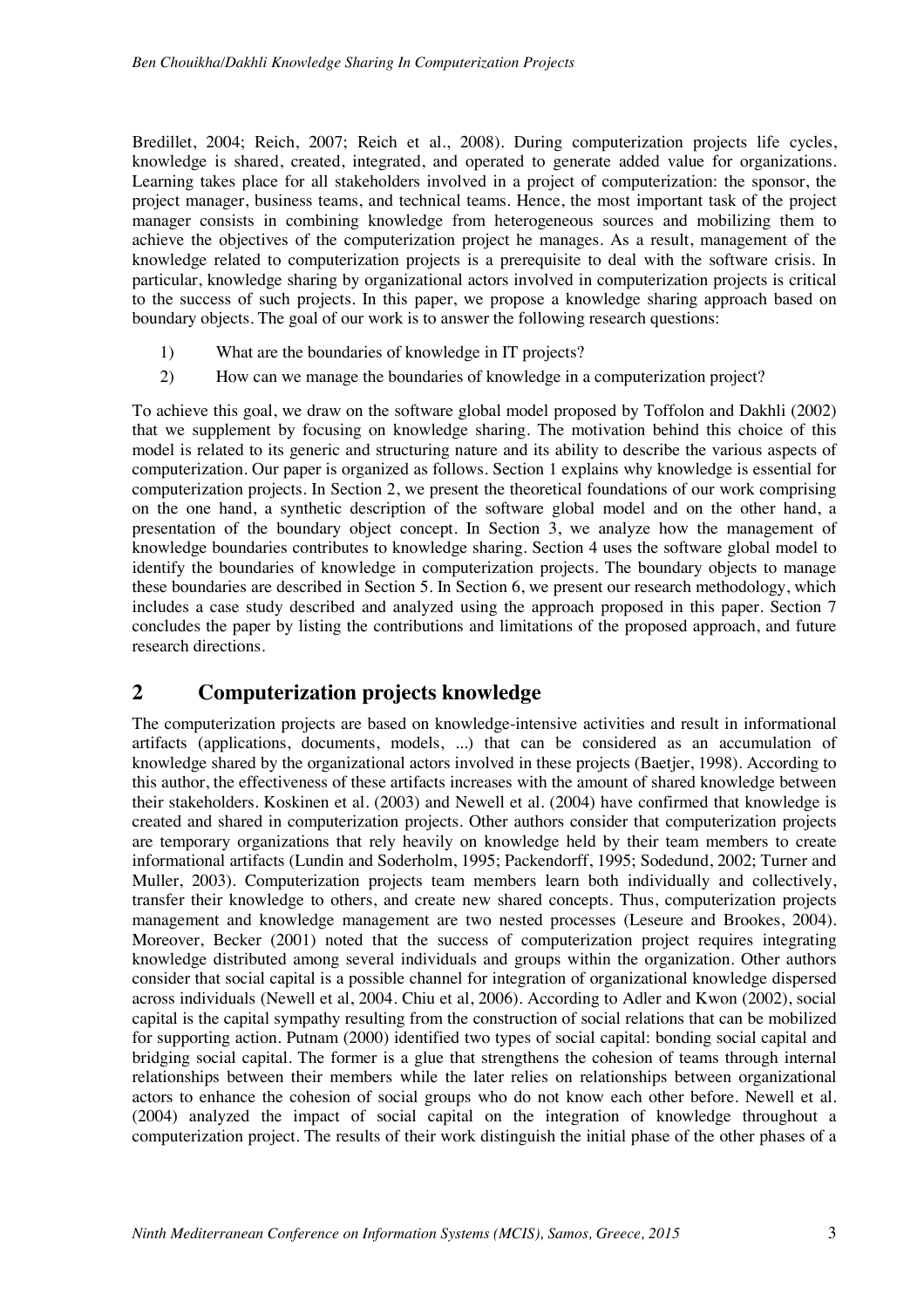Bredillet, 2004; Reich, 2007; Reich et al., 2008). During computerization projects life cycles, knowledge is shared, created, integrated, and operated to generate added value for organizations. Learning takes place for all stakeholders involved in a project of computerization: the sponsor, the project manager, business teams, and technical teams. Hence, the most important task of the project manager consists in combining knowledge from heterogeneous sources and mobilizing them to achieve the objectives of the computerization project he manages. As a result, management of the knowledge related to computerization projects is a prerequisite to deal with the software crisis. In particular, knowledge sharing by organizational actors involved in computerization projects is critical to the success of such projects. In this paper, we propose a knowledge sharing approach based on boundary objects. The goal of our work is to answer the following research questions:

1) What are the boundaries of knowledge in IT projects?
2) How can we manage the boundaries of knowledge in a computerization project?

To achieve this goal, we draw on the software global model proposed by Toffolon and Dakhli (2002) that we supplement by focusing on knowledge sharing. The motivation behind this choice of this model is related to its generic and structuring nature and its ability to describe the various aspects of computerization. Our paper is organized as follows. Section 1 explains why knowledge is essential for computerization projects. In Section 2, we present the theoretical foundations of our work comprising on the one hand, a synthetic description of the software global model and on the other hand, a presentation of the boundary object concept. In Section 3, we analyze how the management of knowledge boundaries contributes to knowledge sharing. Section 4 uses the software global model to identify the boundaries of knowledge in computerization projects. The boundary objects to manage these boundaries are described in Section 5. In Section 6, we present our research methodology, which includes a case study described and analyzed using the approach proposed in this paper. Section 7 concludes the paper by listing the contributions and limitations of the proposed approach, and future research directions.

## 2 Computerization projects knowledge

The computerization projects are based on knowledge-intensive activities and result in informational artifacts (applications, documents, models, ...) that can be considered as an accumulation of knowledge shared by the organizational actors involved in these projects (Baetjer, 1998). According to this author, the effectiveness of these artifacts increases with the amount of shared knowledge between their stakeholders. Koskinen et al. (2003) and Newell et al. (2004) have confirmed that knowledge is created and shared in computerization projects. Other authors consider that computerization projects are temporary organizations that rely heavily on knowledge held by their team members to create informational artifacts (Lundin and Soderholm, 1995; Packendorff, 1995; Sodedund, 2002; Turner and Muller, 2003). Computerization projects team members learn both individually and collectively, transfer their knowledge to others, and create new shared concepts. Thus, computerization projects management and knowledge management are two nested processes (Leseure and Brookes, 2004). Moreover, Becker (2001) noted that the success of computerization project requires integrating knowledge distributed among several individuals and groups within the organization. Other authors consider that social capital is a possible channel for integration of organizational knowledge dispersed across individuals (Newell et al, 2004. Chiu et al, 2006). According to Adler and Kwon (2002), social capital is the capital sympathy resulting from the construction of social relations that can be mobilized for supporting action. Putnam (2000) identified two types of social capital: bonding social capital and bridging social capital. The former is a glue that strengthens the cohesion of teams through internal relationships between their members while the later relies on relationships between organizational actors to enhance the cohesion of social groups who do not know each other before. Newell et al. (2004) analyzed the impact of social capital on the integration of knowledge throughout a computerization project. The results of their work distinguish the initial phase of the other phases of a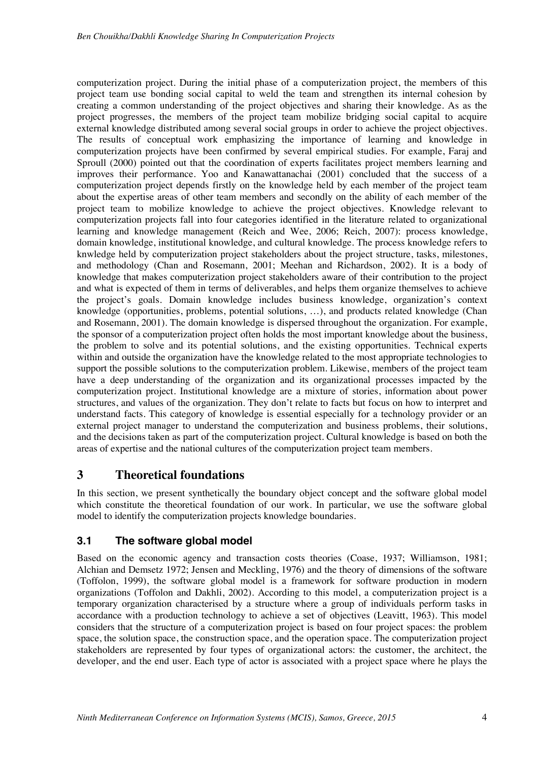computerization project. During the initial phase of a computerization project, the members of this project team use bonding social capital to weld the team and strengthen its internal cohesion by creating a common understanding of the project objectives and sharing their knowledge. As as the project progresses, the members of the project team mobilize bridging social capital to acquire external knowledge distributed among several social groups in order to achieve the project objectives. The results of conceptual work emphasizing the importance of learning and knowledge in computerization projects have been confirmed by several empirical studies. For example, Faraj and Sproull (2000) pointed out that the coordination of experts facilitates project members learning and improves their performance. Yoo and Kanawattanachai (2001) concluded that the success of a computerization project depends firstly on the knowledge held by each member of the project team about the expertise areas of other team members and secondly on the ability of each member of the project team to mobilize knowledge to achieve the project objectives. Knowledge relevant to computerization projects fall into four categories identified in the literature related to organizational learning and knowledge management (Reich and Wee, 2006; Reich, 2007): process knowledge, domain knowledge, institutional knowledge, and cultural knowledge. The process knowledge refers to knwledge held by computerization project stakeholders about the project structure, tasks, milestones, and methodology (Chan and Rosemann, 2001; Meehan and Richardson, 2002). It is a body of knowledge that makes computerization project stakeholders aware of their contribution to the project and what is expected of them in terms of deliverables, and helps them organize themselves to achieve the project's goals. Domain knowledge includes business knowledge, organization's context knowledge (opportunities, problems, potential solutions, …), and products related knowledge (Chan and Rosemann, 2001). The domain knowledge is dispersed throughout the organization. For example, the sponsor of a computerization project often holds the most important knowledge about the business, the problem to solve and its potential solutions, and the existing opportunities. Technical experts within and outside the organization have the knowledge related to the most appropriate technologies to support the possible solutions to the computerization problem. Likewise, members of the project team have a deep understanding of the organization and its organizational processes impacted by the computerization project. Institutional knowledge are a mixture of stories, information about power structures, and values of the organization. They don't relate to facts but focus on how to interpret and understand facts. This category of knowledge is essential especially for a technology provider or an external project manager to understand the computerization and business problems, their solutions, and the decisions taken as part of the computerization project. Cultural knowledge is based on both the areas of expertise and the national cultures of the computerization project team members.

# 3 Theoretical foundations

In this section, we present synthetically the boundary object concept and the software global model which constitute the theoretical foundation of our work. In particular, we use the software global model to identify the computerization projects knowledge boundaries.

## 3.1 The software global model

Based on the economic agency and transaction costs theories (Coase, 1937; Williamson, 1981; Alchian and Demsetz 1972; Jensen and Meckling, 1976) and the theory of dimensions of the software (Toffolon, 1999), the software global model is a framework for software production in modern organizations (Toffolon and Dakhli, 2002). According to this model, a computerization project is a temporary organization characterised by a structure where a group of individuals perform tasks in accordance with a production technology to achieve a set of objectives (Leavitt, 1963). This model considers that the structure of a computerization project is based on four project spaces: the problem space, the solution space, the construction space, and the operation space. The computerization project stakeholders are represented by four types of organizational actors: the customer, the architect, the developer, and the end user. Each type of actor is associated with a project space where he plays the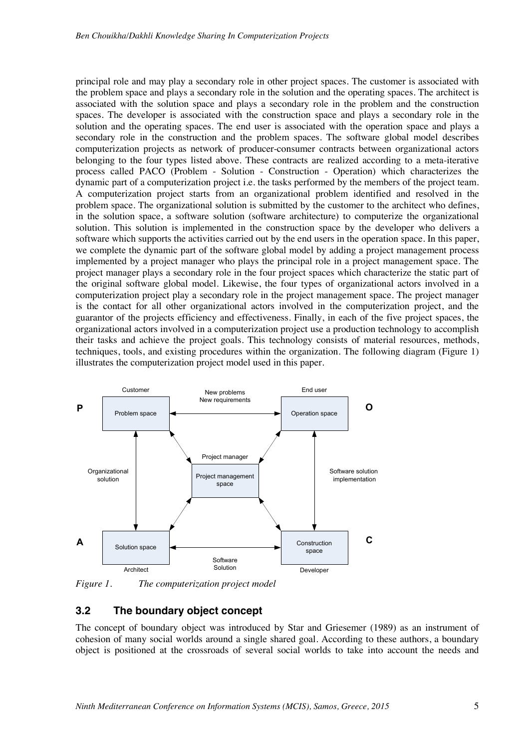principal role and may play a secondary role in other project spaces. The customer is associated with the problem space and plays a secondary role in the solution and the operating spaces. The architect is associated with the solution space and plays a secondary role in the problem and the construction spaces. The developer is associated with the construction space and plays a secondary role in the solution and the operating spaces. The end user is associated with the operation space and plays a secondary role in the construction and the problem spaces. The software global model describes computerization projects as network of producer-consumer contracts between organizational actors belonging to the four types listed above. These contracts are realized according to a meta-iterative process called PACO (Problem - Solution - Construction - Operation) which characterizes the dynamic part of a computerization project i.e. the tasks performed by the members of the project team. A computerization project starts from an organizational problem identified and resolved in the problem space. The organizational solution is submitted by the customer to the architect who defines, in the solution space, a software solution (software architecture) to computerize the organizational solution. This solution is implemented in the construction space by the developer who delivers a software which supports the activities carried out by the end users in the operation space. In this paper, we complete the dynamic part of the software global model by adding a project management process implemented by a project manager who plays the principal role in a project management space. The project manager plays a secondary role in the four project spaces which characterize the static part of the original software global model. Likewise, the four types of organizational actors involved in a computerization project play a secondary role in the project management space. The project manager is the contact for all other organizational actors involved in the computerization project, and the guarantor of the projects efficiency and effectiveness. Finally, in each of the five project spaces, the organizational actors involved in a computerization project use a production technology to accomplish their tasks and achieve the project goals. This technology consists of material resources, methods, techniques, tools, and existing procedures within the organization. The following diagram (Figure 1) illustrates the computerization project model used in this paper.

*Figure 1. The computerization project model*

## 3.2 The boundary object concept

The concept of boundary object was introduced by Star and Griesemer (1989) as an instrument of cohesion of many social worlds around a single shared goal. According to these authors, a boundary object is positioned at the crossroads of several social worlds to take into account the needs and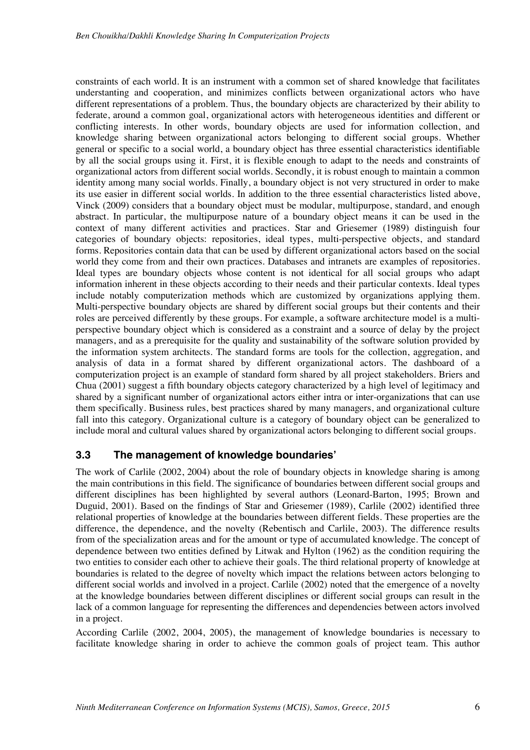constraints of each world. It is an instrument with a common set of shared knowledge that facilitates understanting and cooperation, and minimizes conflicts between organizational actors who have different representations of a problem. Thus, the boundary objects are characterized by their ability to federate, around a common goal, organizational actors with heterogeneous identities and different or conflicting interests. In other words, boundary objects are used for information collection, and knowledge sharing between organizational actors belonging to different social groups. Whether general or specific to a social world, a boundary object has three essential characteristics identifiable by all the social groups using it. First, it is flexible enough to adapt to the needs and constraints of organizational actors from different social worlds. Secondly, it is robust enough to maintain a common identity among many social worlds. Finally, a boundary object is not very structured in order to make its use easier in different social worlds. In addition to the three essential characteristics listed above, Vinck (2009) considers that a boundary object must be modular, multipurpose, standard, and enough abstract. In particular, the multipurpose nature of a boundary object means it can be used in the context of many different activities and practices. Star and Griesemer (1989) distinguish four categories of boundary objects: repositories, ideal types, multi-perspective objects, and standard forms. Repositories contain data that can be used by different organizational actors based on the social world they come from and their own practices. Databases and intranets are examples of repositories. Ideal types are boundary objects whose content is not identical for all social groups who adapt information inherent in these objects according to their needs and their particular contexts. Ideal types include notably computerization methods which are customized by organizations applying them. Multi-perspective boundary objects are shared by different social groups but their contents and their roles are perceived differently by these groups. For example, a software architecture model is a multi-perspective boundary object which is considered as a constraint and a source of delay by the project managers, and as a prerequisite for the quality and sustainability of the software solution provided by the information system architects. The standard forms are tools for the collection, aggregation, and analysis of data in a format shared by different organizational actors. The dashboard of a computerization project is an example of standard form shared by all project stakeholders. Briers and Chua (2001) suggest a fifth boundary objects category characterized by a high level of legitimacy and shared by a significant number of organizational actors either intra or inter-organizations that can use them specifically. Business rules, best practices shared by many managers, and organizational culture fall into this category. Organizational culture is a category of boundary object can be generalized to include moral and cultural values shared by organizational actors belonging to different social groups.

### 3.3 The management of knowledge boundaries'

The work of Carlile (2002, 2004) about the role of boundary objects in knowledge sharing is among the main contributions in this field. The significance of boundaries between different social groups and different disciplines has been highlighted by several authors (Leonard-Barton, 1995; Brown and Duguid, 2001). Based on the findings of Star and Griesemer (1989), Carlile (2002) identified three relational properties of knowledge at the boundaries between different fields. These properties are the difference, the dependence, and the novelty (Rebentisch and Carlile, 2003). The difference results from of the specialization areas and for the amount or type of accumulated knowledge. The concept of dependence between two entities defined by Litwak and Hylton (1962) as the condition requiring the two entities to consider each other to achieve their goals. The third relational property of knowledge at boundaries is related to the degree of novelty which impact the relations between actors belonging to different social worlds and involved in a project. Carlile (2002) noted that the emergence of a novelty at the knowledge boundaries between different disciplines or different social groups can result in the lack of a common language for representing the differences and dependencies between actors involved in a project.

According Carlile (2002, 2004, 2005), the management of knowledge boundaries is necessary to facilitate knowledge sharing in order to achieve the common goals of project team. This author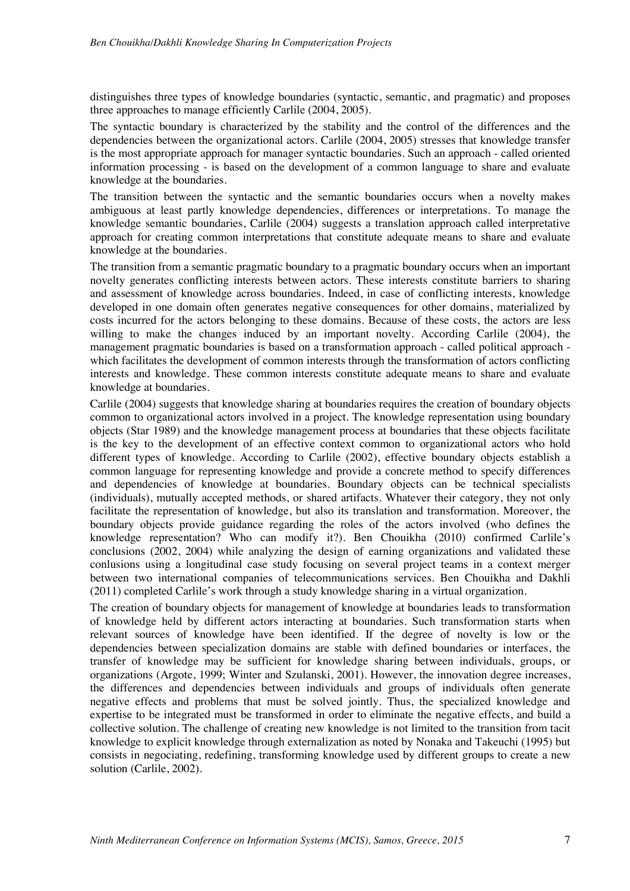distinguishes three types of knowledge boundaries (syntactic, semantic, and pragmatic) and proposes three approaches to manage efficiently Carlile (2004, 2005).

The syntactic boundary is characterized by the stability and the control of the differences and the dependencies between the organizational actors. Carlile (2004, 2005) stresses that knowledge transfer is the most appropriate approach for manager syntactic boundaries. Such an approach - called oriented information processing - is based on the development of a common language to share and evaluate knowledge at the boundaries.

The transition between the syntactic and the semantic boundaries occurs when a novelty makes ambiguous at least partly knowledge dependencies, differences or interpretations. To manage the knowledge semantic boundaries, Carlile (2004) suggests a translation approach called interpretative approach for creating common interpretations that constitute adequate means to share and evaluate knowledge at the boundaries.

The transition from a semantic pragmatic boundary to a pragmatic boundary occurs when an important novelty generates conflicting interests between actors. These interests constitute barriers to sharing and assessment of knowledge across boundaries. Indeed, in case of conflicting interests, knowledge developed in one domain often generates negative consequences for other domains, materialized by costs incurred for the actors belonging to these domains. Because of these costs, the actors are less willing to make the changes induced by an important novelty. According Carlile (2004), the management pragmatic boundaries is based on a transformation approach - called political approach - which facilitates the development of common interests through the transformation of actors conflicting interests and knowledge. These common interests constitute adequate means to share and evaluate knowledge at boundaries.

Carlile (2004) suggests that knowledge sharing at boundaries requires the creation of boundary objects common to organizational actors involved in a project. The knowledge representation using boundary objects (Star 1989) and the knowledge management process at boundaries that these objects facilitate is the key to the development of an effective context common to organizational actors who hold different types of knowledge. According to Carlile (2002), effective boundary objects establish a common language for representing knowledge and provide a concrete method to specify differences and dependencies of knowledge at boundaries. Boundary objects can be technical specialists (individuals), mutually accepted methods, or shared artifacts. Whatever their category, they not only facilitate the representation of knowledge, but also its translation and transformation. Moreover, the boundary objects provide guidance regarding the roles of the actors involved (who defines the knowledge representation? Who can modify it?). Ben Chouikha (2010) confirmed Carlile's conclusions (2002, 2004) while analyzing the design of earning organizations and validated these conlusions using a longitudinal case study focusing on several project teams in a context merger between two international companies of telecommunications services. Ben Chouikha and Dakhli (2011) completed Carlile's work through a study knowledge sharing in a virtual organization.

The creation of boundary objects for management of knowledge at boundaries leads to transformation of knowledge held by different actors interacting at boundaries. Such transformation starts when relevant sources of knowledge have been identified. If the degree of novelty is low or the dependencies between specialization domains are stable with defined boundaries or interfaces, the transfer of knowledge may be sufficient for knowledge sharing between individuals, groups, or organizations (Argote, 1999; Winter and Szulanski, 2001). However, the innovation degree increases, the differences and dependencies between individuals and groups of individuals often generate negative effects and problems that must be solved jointly. Thus, the specialized knowledge and expertise to be integrated must be transformed in order to eliminate the negative effects, and build a collective solution. The challenge of creating new knowledge is not limited to the transition from tacit knowledge to explicit knowledge through externalization as noted by Nonaka and Takeuchi (1995) but consists in negociating, redefining, transforming knowledge used by different groups to create a new solution (Carlile, 2002).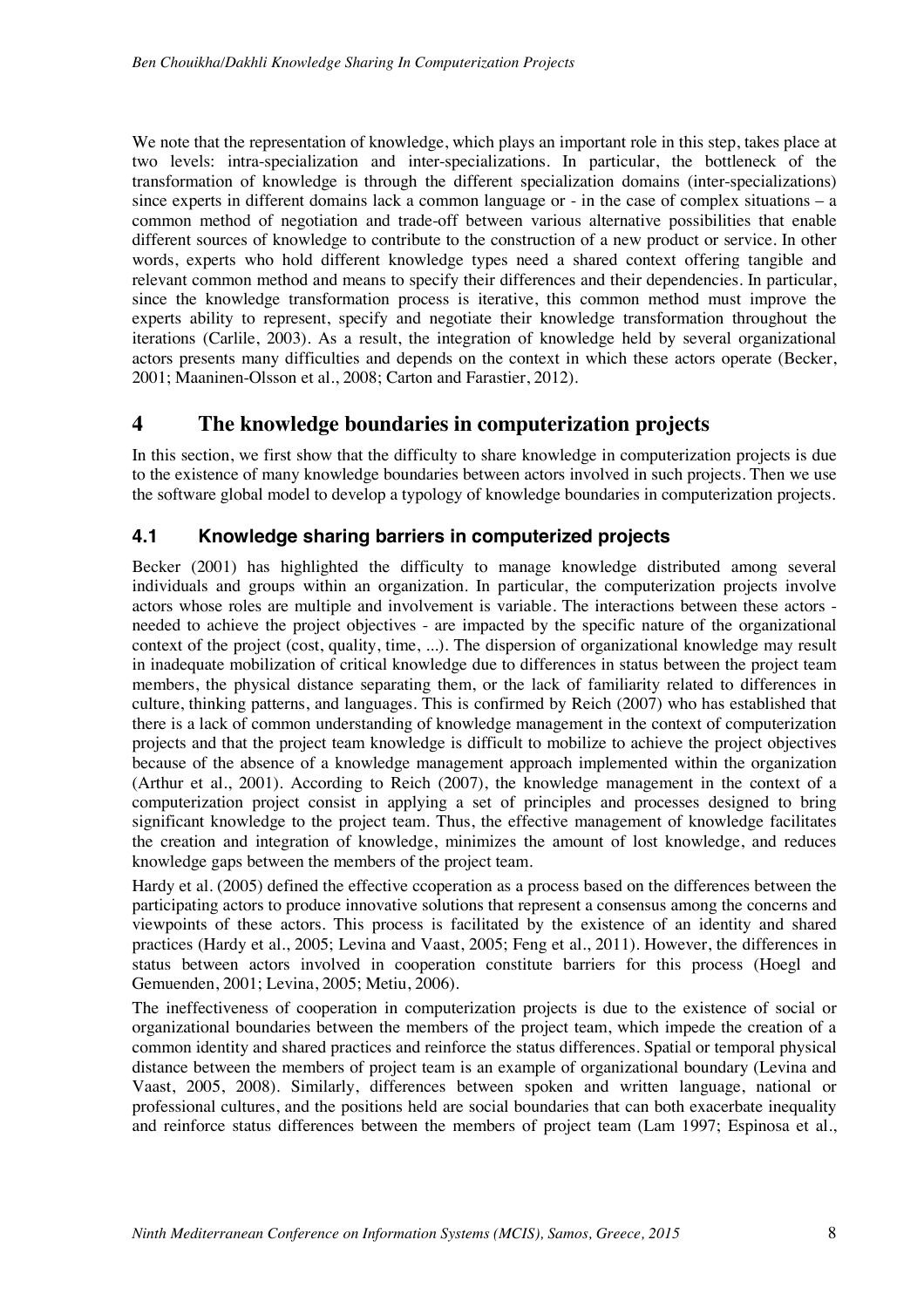We note that the representation of knowledge, which plays an important role in this step, takes place at two levels: intra-specialization and inter-specializations. In particular, the bottleneck of the transformation of knowledge is through the different specialization domains (inter-specializations) since experts in different domains lack a common language or - in the case of complex situations – a common method of negotiation and trade-off between various alternative possibilities that enable different sources of knowledge to contribute to the construction of a new product or service. In other words, experts who hold different knowledge types need a shared context offering tangible and relevant common method and means to specify their differences and their dependencies. In particular, since the knowledge transformation process is iterative, this common method must improve the experts ability to represent, specify and negotiate their knowledge transformation throughout the iterations (Carlile, 2003). As a result, the integration of knowledge held by several organizational actors presents many difficulties and depends on the context in which these actors operate (Becker, 2001; Maaninen-Olsson et al., 2008; Carton and Farastier, 2012).

# 4 The knowledge boundaries in computerization projects

In this section, we first show that the difficulty to share knowledge in computerization projects is due to the existence of many knowledge boundaries between actors involved in such projects. Then we use the software global model to develop a typology of knowledge boundaries in computerization projects.

## 4.1 Knowledge sharing barriers in computerized projects

Becker (2001) has highlighted the difficulty to manage knowledge distributed among several individuals and groups within an organization. In particular, the computerization projects involve actors whose roles are multiple and involvement is variable. The interactions between these actors - needed to achieve the project objectives - are impacted by the specific nature of the organizational context of the project (cost, quality, time, ...). The dispersion of organizational knowledge may result in inadequate mobilization of critical knowledge due to differences in status between the project team members, the physical distance separating them, or the lack of familiarity related to differences in culture, thinking patterns, and languages. This is confirmed by Reich (2007) who has established that there is a lack of common understanding of knowledge management in the context of computerization projects and that the project team knowledge is difficult to mobilize to achieve the project objectives because of the absence of a knowledge management approach implemented within the organization (Arthur et al., 2001). According to Reich (2007), the knowledge management in the context of a computerization project consist in applying a set of principles and processes designed to bring significant knowledge to the project team. Thus, the effective management of knowledge facilitates the creation and integration of knowledge, minimizes the amount of lost knowledge, and reduces knowledge gaps between the members of the project team.

Hardy et al. (2005) defined the effective ccoperation as a process based on the differences between the participating actors to produce innovative solutions that represent a consensus among the concerns and viewpoints of these actors. This process is facilitated by the existence of an identity and shared practices (Hardy et al., 2005; Levina and Vaast, 2005; Feng et al., 2011). However, the differences in status between actors involved in cooperation constitute barriers for this process (Hoegl and Gemuenden, 2001; Levina, 2005; Metiu, 2006).

The ineffectiveness of cooperation in computerization projects is due to the existence of social or organizational boundaries between the members of the project team, which impede the creation of a common identity and shared practices and reinforce the status differences. Spatial or temporal physical distance between the members of project team is an example of organizational boundary (Levina and Vaast, 2005, 2008). Similarly, differences between spoken and written language, national or professional cultures, and the positions held are social boundaries that can both exacerbate inequality and reinforce status differences between the members of project team (Lam 1997; Espinosa et al.,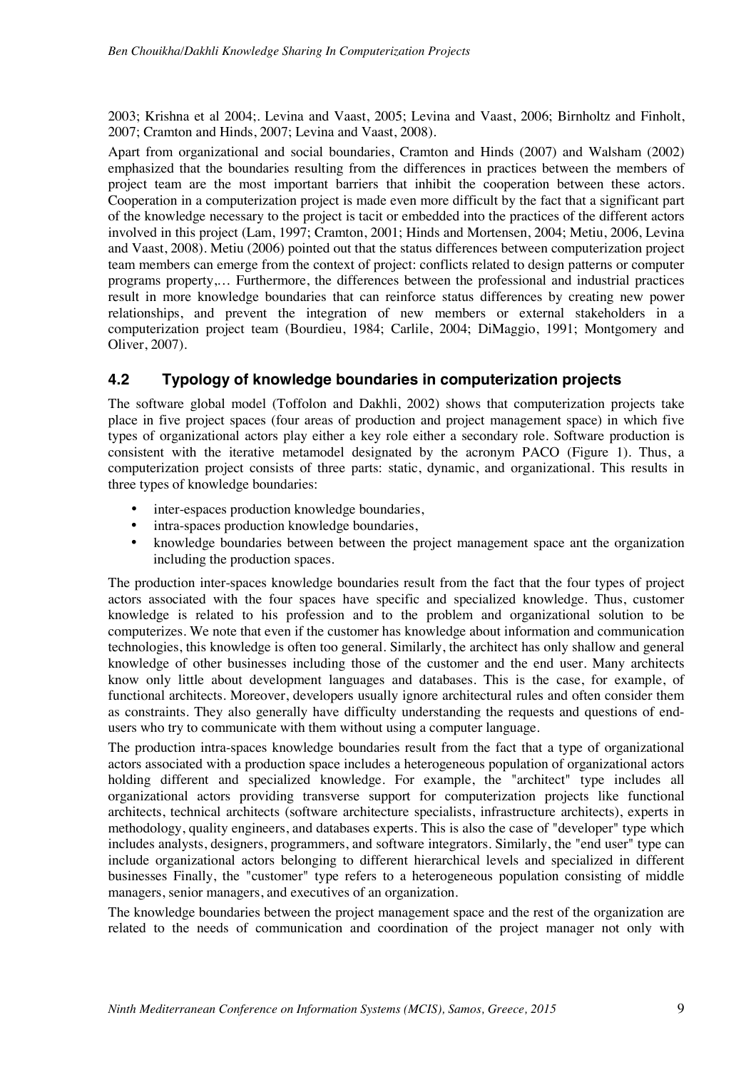2003; Krishna et al 2004;. Levina and Vaast, 2005; Levina and Vaast, 2006; Birnholtz and Finholt, 2007; Cramton and Hinds, 2007; Levina and Vaast, 2008).

Apart from organizational and social boundaries, Cramton and Hinds (2007) and Walsham (2002) emphasized that the boundaries resulting from the differences in practices between the members of project team are the most important barriers that inhibit the cooperation between these actors. Cooperation in a computerization project is made even more difficult by the fact that a significant part of the knowledge necessary to the project is tacit or embedded into the practices of the different actors involved in this project (Lam, 1997; Cramton, 2001; Hinds and Mortensen, 2004; Metiu, 2006, Levina and Vaast, 2008). Metiu (2006) pointed out that the status differences between computerization project team members can emerge from the context of project: conflicts related to design patterns or computer programs property,… Furthermore, the differences between the professional and industrial practices result in more knowledge boundaries that can reinforce status differences by creating new power relationships, and prevent the integration of new members or external stakeholders in a computerization project team (Bourdieu, 1984; Carlile, 2004; DiMaggio, 1991; Montgomery and Oliver, 2007).

## 4.2 Typology of knowledge boundaries in computerization projects

The software global model (Toffolon and Dakhli, 2002) shows that computerization projects take place in five project spaces (four areas of production and project management space) in which five types of organizational actors play either a key role either a secondary role. Software production is consistent with the iterative metamodel designated by the acronym PACO (Figure 1). Thus, a computerization project consists of three parts: static, dynamic, and organizational. This results in three types of knowledge boundaries:

- inter-espaces production knowledge boundaries,
- intra-spaces production knowledge boundaries,
- knowledge boundaries between between the project management space ant the organization including the production spaces.

The production inter-spaces knowledge boundaries result from the fact that the four types of project actors associated with the four spaces have specific and specialized knowledge. Thus, customer knowledge is related to his profession and to the problem and organizational solution to be computerizes. We note that even if the customer has knowledge about information and communication technologies, this knowledge is often too general. Similarly, the architect has only shallow and general knowledge of other businesses including those of the customer and the end user. Many architects know only little about development languages and databases. This is the case, for example, of functional architects. Moreover, developers usually ignore architectural rules and often consider them as constraints. They also generally have difficulty understanding the requests and questions of end-users who try to communicate with them without using a computer language.

The production intra-spaces knowledge boundaries result from the fact that a type of organizational actors associated with a production space includes a heterogeneous population of organizational actors holding different and specialized knowledge. For example, the "architect" type includes all organizational actors providing transverse support for computerization projects like functional architects, technical architects (software architecture specialists, infrastructure architects), experts in methodology, quality engineers, and databases experts. This is also the case of "developer" type which includes analysts, designers, programmers, and software integrators. Similarly, the "end user" type can include organizational actors belonging to different hierarchical levels and specialized in different businesses Finally, the "customer" type refers to a heterogeneous population consisting of middle managers, senior managers, and executives of an organization.

The knowledge boundaries between the project management space and the rest of the organization are related to the needs of communication and coordination of the project manager not only with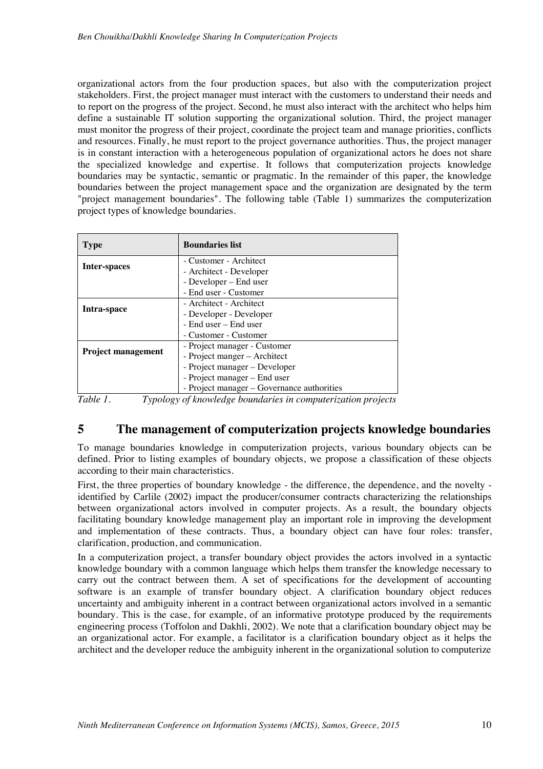organizational actors from the four production spaces, but also with the computerization project stakeholders. First, the project manager must interact with the customers to understand their needs and to report on the progress of the project. Second, he must also interact with the architect who helps him define a sustainable IT solution supporting the organizational solution. Third, the project manager must monitor the progress of their project, coordinate the project team and manage priorities, conflicts and resources. Finally, he must report to the project governance authorities. Thus, the project manager is in constant interaction with a heterogeneous population of organizational actors he does not share the specialized knowledge and expertise. It follows that computerization projects knowledge boundaries may be syntactic, semantic or pragmatic. In the remainder of this paper, the knowledge boundaries between the project management space and the organization are designated by the term "project management boundaries". The following table (Table 1) summarizes the computerization project types of knowledge boundaries.

| Type | Boundaries list |
|---|---|
| **Inter-spaces** | - Customer - Architect<br>- Architect - Developer<br>- Developer – End user<br>- End user - Customer |
| **Intra-space** | - Architect - Architect<br>- Developer - Developer<br>- End user – End user<br>- Customer - Customer |
| **Project management** | - Project manager - Customer<br>- Project manger – Architect<br>- Project manager – Developer<br>- Project manager – End user<br>- Project manager – Governance authorities |

*Table 1. Typology of knowledge boundaries in computerization projects*

## 5 The management of computerization projects knowledge boundaries

To manage boundaries knowledge in computerization projects, various boundary objects can be defined. Prior to listing examples of boundary objects, we propose a classification of these objects according to their main characteristics.

First, the three properties of boundary knowledge - the difference, the dependence, and the novelty - identified by Carlile (2002) impact the producer/consumer contracts characterizing the relationships between organizational actors involved in computer projects. As a result, the boundary objects facilitating boundary knowledge management play an important role in improving the development and implementation of these contracts. Thus, a boundary object can have four roles: transfer, clarification, production, and communication.

In a computerization project, a transfer boundary object provides the actors involved in a syntactic knowledge boundary with a common language which helps them transfer the knowledge necessary to carry out the contract between them. A set of specifications for the development of accounting software is an example of transfer boundary object. A clarification boundary object reduces uncertainty and ambiguity inherent in a contract between organizational actors involved in a semantic boundary. This is the case, for example, of an informative prototype produced by the requirements engineering process (Toffolon and Dakhli, 2002). We note that a clarification boundary object may be an organizational actor. For example, a facilitator is a clarification boundary object as it helps the architect and the developer reduce the ambiguity inherent in the organizational solution to computerize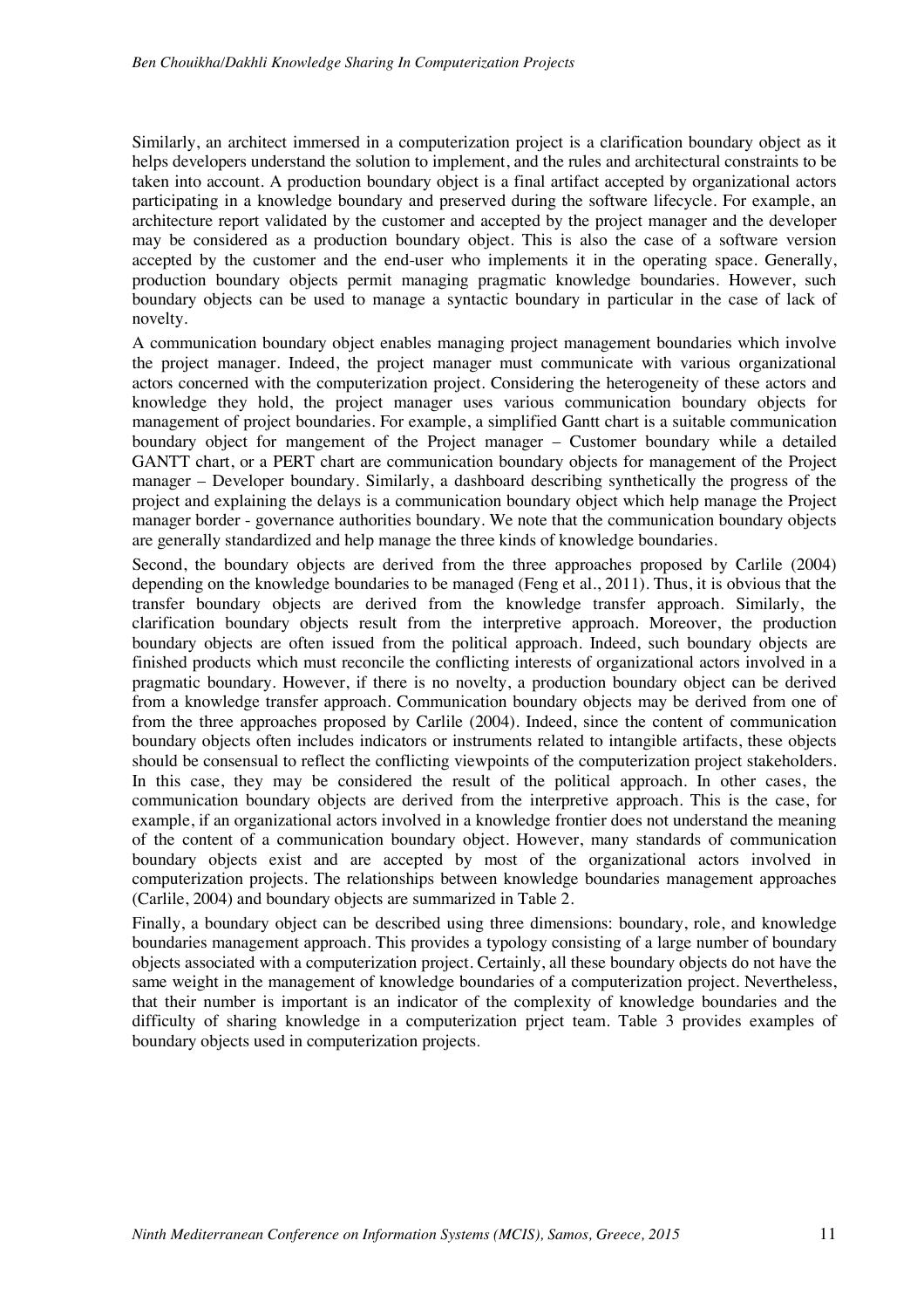Similarly, an architect immersed in a computerization project is a clarification boundary object as it helps developers understand the solution to implement, and the rules and architectural constraints to be taken into account. A production boundary object is a final artifact accepted by organizational actors participating in a knowledge boundary and preserved during the software lifecycle. For example, an architecture report validated by the customer and accepted by the project manager and the developer may be considered as a production boundary object. This is also the case of a software version accepted by the customer and the end-user who implements it in the operating space. Generally, production boundary objects permit managing pragmatic knowledge boundaries. However, such boundary objects can be used to manage a syntactic boundary in particular in the case of lack of novelty.

A communication boundary object enables managing project management boundaries which involve the project manager. Indeed, the project manager must communicate with various organizational actors concerned with the computerization project. Considering the heterogeneity of these actors and knowledge they hold, the project manager uses various communication boundary objects for management of project boundaries. For example, a simplified Gantt chart is a suitable communication boundary object for mangement of the Project manager – Customer boundary while a detailed GANTT chart, or a PERT chart are communication boundary objects for management of the Project manager – Developer boundary. Similarly, a dashboard describing synthetically the progress of the project and explaining the delays is a communication boundary object which help manage the Project manager border - governance authorities boundary. We note that the communication boundary objects are generally standardized and help manage the three kinds of knowledge boundaries.

Second, the boundary objects are derived from the three approaches proposed by Carlile (2004) depending on the knowledge boundaries to be managed (Feng et al., 2011). Thus, it is obvious that the transfer boundary objects are derived from the knowledge transfer approach. Similarly, the clarification boundary objects result from the interpretive approach. Moreover, the production boundary objects are often issued from the political approach. Indeed, such boundary objects are finished products which must reconcile the conflicting interests of organizational actors involved in a pragmatic boundary. However, if there is no novelty, a production boundary object can be derived from a knowledge transfer approach. Communication boundary objects may be derived from one of from the three approaches proposed by Carlile (2004). Indeed, since the content of communication boundary objects often includes indicators or instruments related to intangible artifacts, these objects should be consensual to reflect the conflicting viewpoints of the computerization project stakeholders. In this case, they may be considered the result of the political approach. In other cases, the communication boundary objects are derived from the interpretive approach. This is the case, for example, if an organizational actors involved in a knowledge frontier does not understand the meaning of the content of a communication boundary object. However, many standards of communication boundary objects exist and are accepted by most of the organizational actors involved in computerization projects. The relationships between knowledge boundaries management approaches (Carlile, 2004) and boundary objects are summarized in Table 2.

Finally, a boundary object can be described using three dimensions: boundary, role, and knowledge boundaries management approach. This provides a typology consisting of a large number of boundary objects associated with a computerization project. Certainly, all these boundary objects do not have the same weight in the management of knowledge boundaries of a computerization project. Nevertheless, that their number is important is an indicator of the complexity of knowledge boundaries and the difficulty of sharing knowledge in a computerization prject team. Table 3 provides examples of boundary objects used in computerization projects.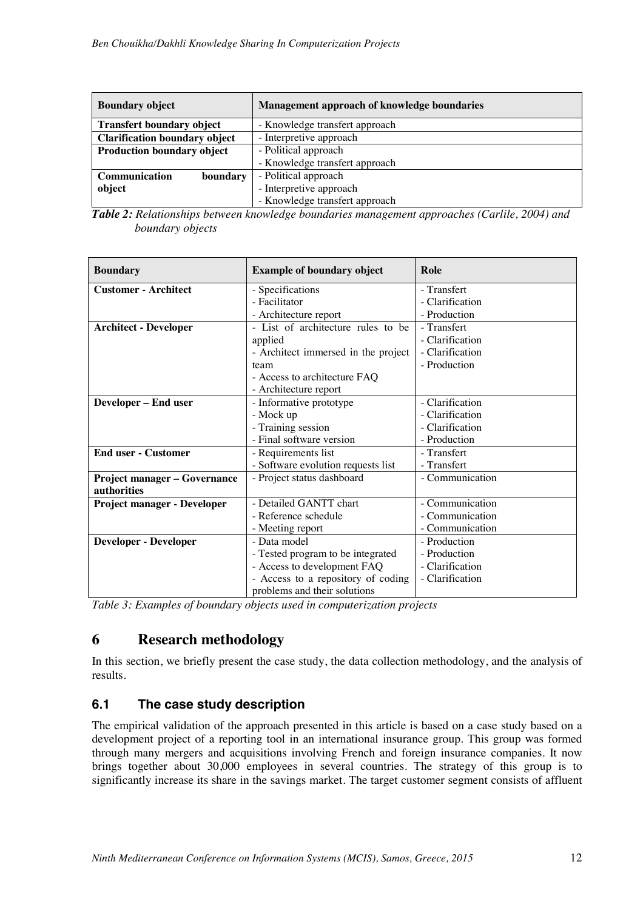| Boundary object | Management approach of knowledge boundaries |
| --- | --- |
| **Transfert boundary object** | - Knowledge transfert approach |
| **Clarification boundary object** | - Interpretive approach |
| **Production boundary object** | - Political approach<br>- Knowledge transfert approach |
| **Communication boundary object** | - Political approach<br>- Interpretive approach<br>- Knowledge transfert approach |

***Table 2:*** *Relationships between knowledge boundaries management approaches (Carlile, 2004) and boundary objects*

| Boundary | Example of boundary object | Role |
| --- | --- | --- |
| **Customer - Architect** | - Specifications<br>- Facilitator<br>- Architecture report | - Transfert<br>- Clarification<br>- Production |
| **Architect - Developer** | - List of architecture rules to be applied<br>- Architect immersed in the project team<br>- Access to architecture FAQ<br>- Architecture report | - Transfert<br>- Clarification<br>- Clarification<br>- Production |
| **Developer – End user** | - Informative prototype<br>- Mock up<br>- Training session<br>- Final software version | - Clarification<br>- Clarification<br>- Clarification<br>- Production |
| **End user - Customer** | - Requirements list<br>- Software evolution requests list | - Transfert<br>- Transfert |
| **Project manager – Governance authorities** | - Project status dashboard | - Communication |
| **Project manager - Developer** | - Detailed GANTT chart<br>- Reference schedule<br>- Meeting report | - Communication<br>- Communication<br>- Communication |
| **Developer - Developer** | - Data model<br>- Tested program to be integrated<br>- Access to development FAQ<br>- Access to a repository of coding problems and their solutions | - Production<br>- Production<br>- Clarification<br>- Clarification |

*Table 3: Examples of boundary objects used in computerization projects*

# 6 Research methodology

In this section, we briefly present the case study, the data collection methodology, and the analysis of results.

## 6.1 The case study description

The empirical validation of the approach presented in this article is based on a case study based on a development project of a reporting tool in an international insurance group. This group was formed through many mergers and acquisitions involving French and foreign insurance companies. It now brings together about 30,000 employees in several countries. The strategy of this group is to significantly increase its share in the savings market. The target customer segment consists of affluent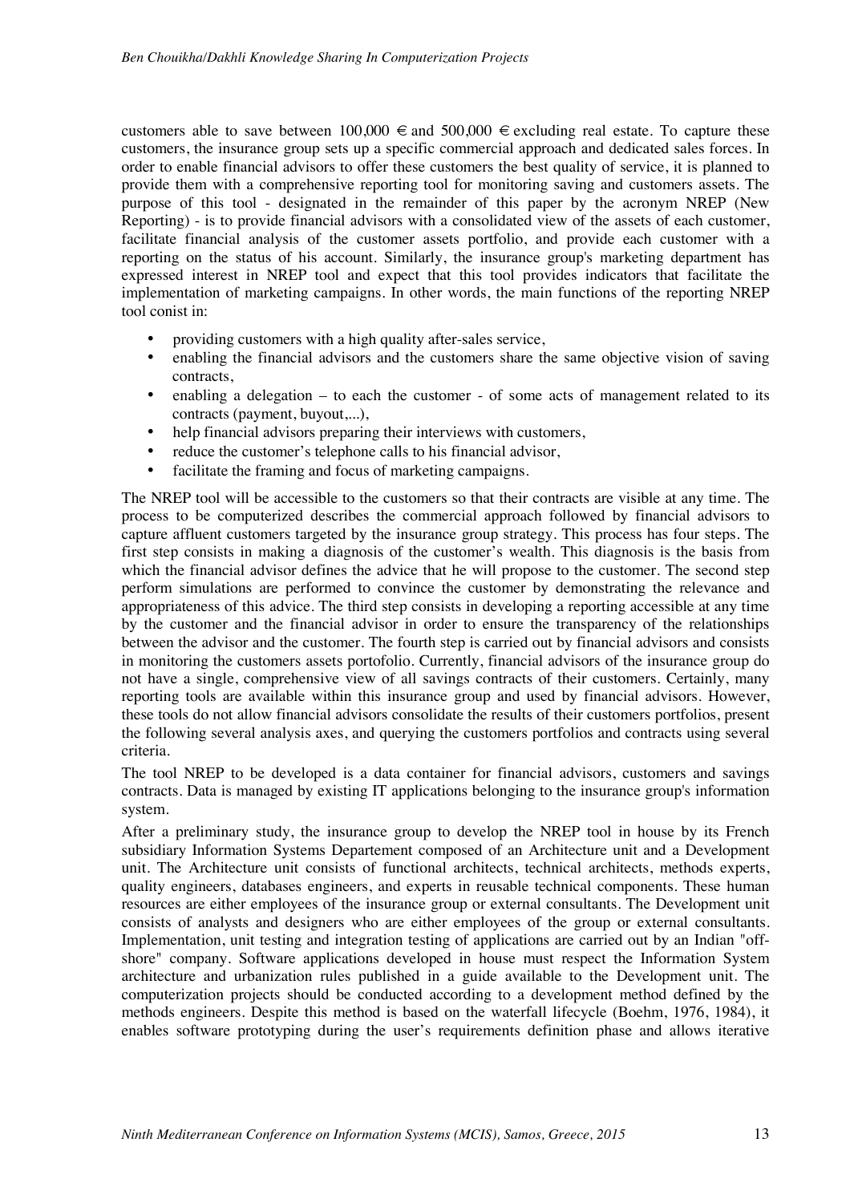customers able to save between 100,000 € and 500,000 € excluding real estate. To capture these customers, the insurance group sets up a specific commercial approach and dedicated sales forces. In order to enable financial advisors to offer these customers the best quality of service, it is planned to provide them with a comprehensive reporting tool for monitoring saving and customers assets. The purpose of this tool - designated in the remainder of this paper by the acronym NREP (New Reporting) - is to provide financial advisors with a consolidated view of the assets of each customer, facilitate financial analysis of the customer assets portfolio, and provide each customer with a reporting on the status of his account. Similarly, the insurance group's marketing department has expressed interest in NREP tool and expect that this tool provides indicators that facilitate the implementation of marketing campaigns. In other words, the main functions of the reporting NREP tool conist in:

- providing customers with a high quality after-sales service,
- enabling the financial advisors and the customers share the same objective vision of saving contracts,
- enabling a delegation – to each the customer - of some acts of management related to its contracts (payment, buyout,...),
- help financial advisors preparing their interviews with customers,
- reduce the customer's telephone calls to his financial advisor,
- facilitate the framing and focus of marketing campaigns.

The NREP tool will be accessible to the customers so that their contracts are visible at any time. The process to be computerized describes the commercial approach followed by financial advisors to capture affluent customers targeted by the insurance group strategy. This process has four steps. The first step consists in making a diagnosis of the customer's wealth. This diagnosis is the basis from which the financial advisor defines the advice that he will propose to the customer. The second step perform simulations are performed to convince the customer by demonstrating the relevance and appropriateness of this advice. The third step consists in developing a reporting accessible at any time by the customer and the financial advisor in order to ensure the transparency of the relationships between the advisor and the customer. The fourth step is carried out by financial advisors and consists in monitoring the customers assets portofolio. Currently, financial advisors of the insurance group do not have a single, comprehensive view of all savings contracts of their customers. Certainly, many reporting tools are available within this insurance group and used by financial advisors. However, these tools do not allow financial advisors consolidate the results of their customers portfolios, present the following several analysis axes, and querying the customers portfolios and contracts using several criteria.

The tool NREP to be developed is a data container for financial advisors, customers and savings contracts. Data is managed by existing IT applications belonging to the insurance group's information system.

After a preliminary study, the insurance group to develop the NREP tool in house by its French subsidiary Information Systems Departement composed of an Architecture unit and a Development unit. The Architecture unit consists of functional architects, technical architects, methods experts, quality engineers, databases engineers, and experts in reusable technical components. These human resources are either employees of the insurance group or external consultants. The Development unit consists of analysts and designers who are either employees of the group or external consultants. Implementation, unit testing and integration testing of applications are carried out by an Indian "off-shore" company. Software applications developed in house must respect the Information System architecture and urbanization rules published in a guide available to the Development unit. The computerization projects should be conducted according to a development method defined by the methods engineers. Despite this method is based on the waterfall lifecycle (Boehm, 1976, 1984), it enables software prototyping during the user's requirements definition phase and allows iterative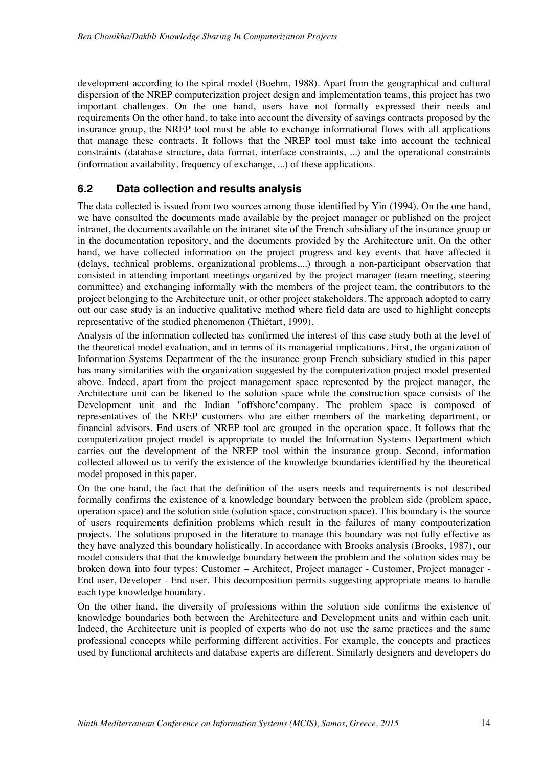development according to the spiral model (Boehm, 1988). Apart from the geographical and cultural dispersion of the NREP computerization project design and implementation teams, this project has two important challenges. On the one hand, users have not formally expressed their needs and requirements On the other hand, to take into account the diversity of savings contracts proposed by the insurance group, the NREP tool must be able to exchange informational flows with all applications that manage these contracts. It follows that the NREP tool must take into account the technical constraints (database structure, data format, interface constraints, ...) and the operational constraints (information availability, frequency of exchange, ...) of these applications.

## 6.2 Data collection and results analysis

The data collected is issued from two sources among those identified by Yin (1994). On the one hand, we have consulted the documents made available by the project manager or published on the project intranet, the documents available on the intranet site of the French subsidiary of the insurance group or in the documentation repository, and the documents provided by the Architecture unit. On the other hand, we have collected information on the project progress and key events that have affected it (delays, technical problems, organizational problems,...) through a non-participant observation that consisted in attending important meetings organized by the project manager (team meeting, steering committee) and exchanging informally with the members of the project team, the contributors to the project belonging to the Architecture unit, or other project stakeholders. The approach adopted to carry out our case study is an inductive qualitative method where field data are used to highlight concepts representative of the studied phenomenon (Thiétart, 1999).

Analysis of the information collected has confirmed the interest of this case study both at the level of the theoretical model evaluation, and in terms of its managerial implications. First, the organization of Information Systems Department of the the insurance group French subsidiary studied in this paper has many similarities with the organization suggested by the computerization project model presented above. Indeed, apart from the project management space represented by the project manager, the Architecture unit can be likened to the solution space while the construction space consists of the Development unit and the Indian "offshore"company. The problem space is composed of representatives of the NREP customers who are either members of the marketing department, or financial advisors. End users of NREP tool are grouped in the operation space. It follows that the computerization project model is appropriate to model the Information Systems Department which carries out the development of the NREP tool within the insurance group. Second, information collected allowed us to verify the existence of the knowledge boundaries identified by the theoretical model proposed in this paper.

On the one hand, the fact that the definition of the users needs and requirements is not described formally confirms the existence of a knowledge boundary between the problem side (problem space, operation space) and the solution side (solution space, construction space). This boundary is the source of users requirements definition problems which result in the failures of many compouterization projects. The solutions proposed in the literature to manage this boundary was not fully effective as they have analyzed this boundary holistically. In accordance with Brooks analysis (Brooks, 1987), our model considers that that the knowledge boundary between the problem and the solution sides may be broken down into four types: Customer – Architect, Project manager - Customer, Project manager - End user, Developer - End user. This decomposition permits suggesting appropriate means to handle each type knowledge boundary.

On the other hand, the diversity of professions within the solution side confirms the existence of knowledge boundaries both between the Architecture and Development units and within each unit. Indeed, the Architecture unit is peopled of experts who do not use the same practices and the same professional concepts while performing different activities. For example, the concepts and practices used by functional architects and database experts are different. Similarly designers and developers do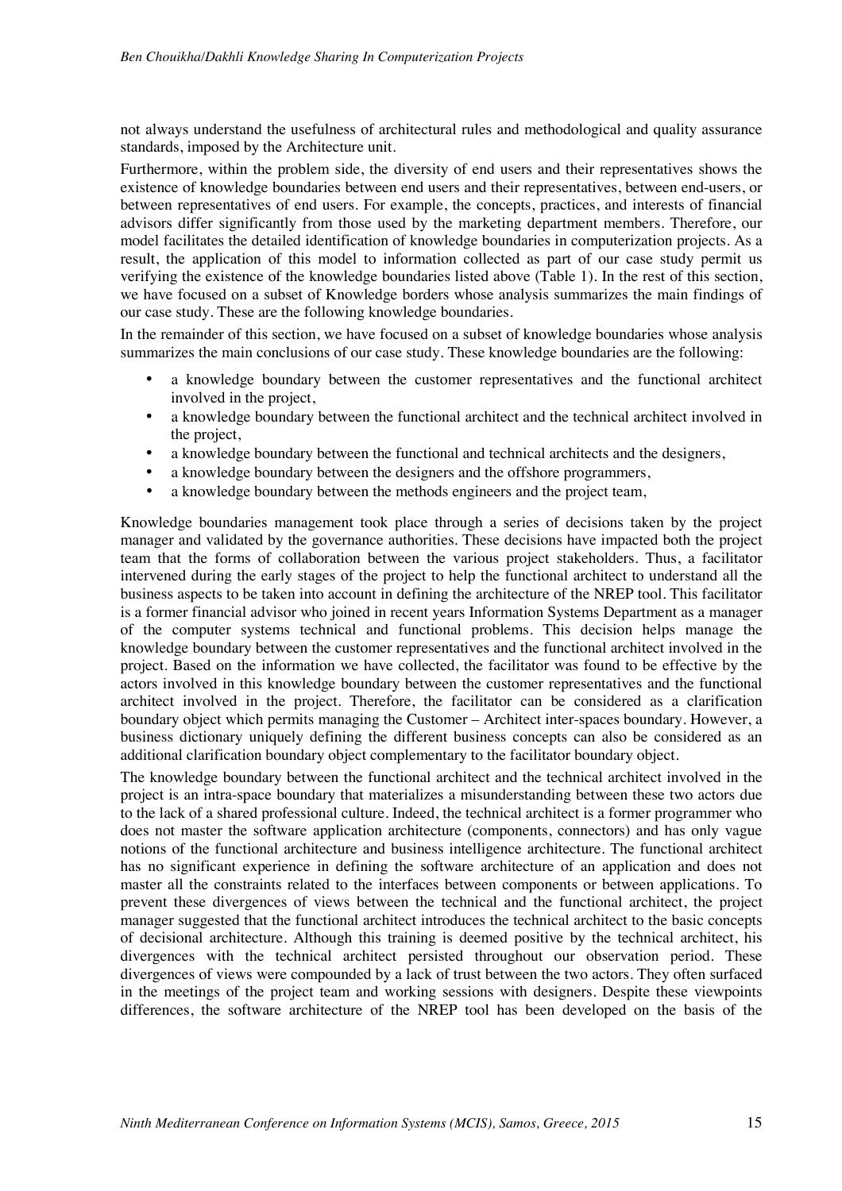not always understand the usefulness of architectural rules and methodological and quality assurance standards, imposed by the Architecture unit.

Furthermore, within the problem side, the diversity of end users and their representatives shows the existence of knowledge boundaries between end users and their representatives, between end-users, or between representatives of end users. For example, the concepts, practices, and interests of financial advisors differ significantly from those used by the marketing department members. Therefore, our model facilitates the detailed identification of knowledge boundaries in computerization projects. As a result, the application of this model to information collected as part of our case study permit us verifying the existence of the knowledge boundaries listed above (Table 1). In the rest of this section, we have focused on a subset of Knowledge borders whose analysis summarizes the main findings of our case study. These are the following knowledge boundaries.

In the remainder of this section, we have focused on a subset of knowledge boundaries whose analysis summarizes the main conclusions of our case study. These knowledge boundaries are the following:

- a knowledge boundary between the customer representatives and the functional architect involved in the project,
- a knowledge boundary between the functional architect and the technical architect involved in the project,
- a knowledge boundary between the functional and technical architects and the designers,
- a knowledge boundary between the designers and the offshore programmers,
- a knowledge boundary between the methods engineers and the project team,

Knowledge boundaries management took place through a series of decisions taken by the project manager and validated by the governance authorities. These decisions have impacted both the project team that the forms of collaboration between the various project stakeholders. Thus, a facilitator intervened during the early stages of the project to help the functional architect to understand all the business aspects to be taken into account in defining the architecture of the NREP tool. This facilitator is a former financial advisor who joined in recent years Information Systems Department as a manager of the computer systems technical and functional problems. This decision helps manage the knowledge boundary between the customer representatives and the functional architect involved in the project. Based on the information we have collected, the facilitator was found to be effective by the actors involved in this knowledge boundary between the customer representatives and the functional architect involved in the project. Therefore, the facilitator can be considered as a clarification boundary object which permits managing the Customer – Architect inter-spaces boundary. However, a business dictionary uniquely defining the different business concepts can also be considered as an additional clarification boundary object complementary to the facilitator boundary object.

The knowledge boundary between the functional architect and the technical architect involved in the project is an intra-space boundary that materializes a misunderstanding between these two actors due to the lack of a shared professional culture. Indeed, the technical architect is a former programmer who does not master the software application architecture (components, connectors) and has only vague notions of the functional architecture and business intelligence architecture. The functional architect has no significant experience in defining the software architecture of an application and does not master all the constraints related to the interfaces between components or between applications. To prevent these divergences of views between the technical and the functional architect, the project manager suggested that the functional architect introduces the technical architect to the basic concepts of decisional architecture. Although this training is deemed positive by the technical architect, his divergences with the technical architect persisted throughout our observation period. These divergences of views were compounded by a lack of trust between the two actors. They often surfaced in the meetings of the project team and working sessions with designers. Despite these viewpoints differences, the software architecture of the NREP tool has been developed on the basis of the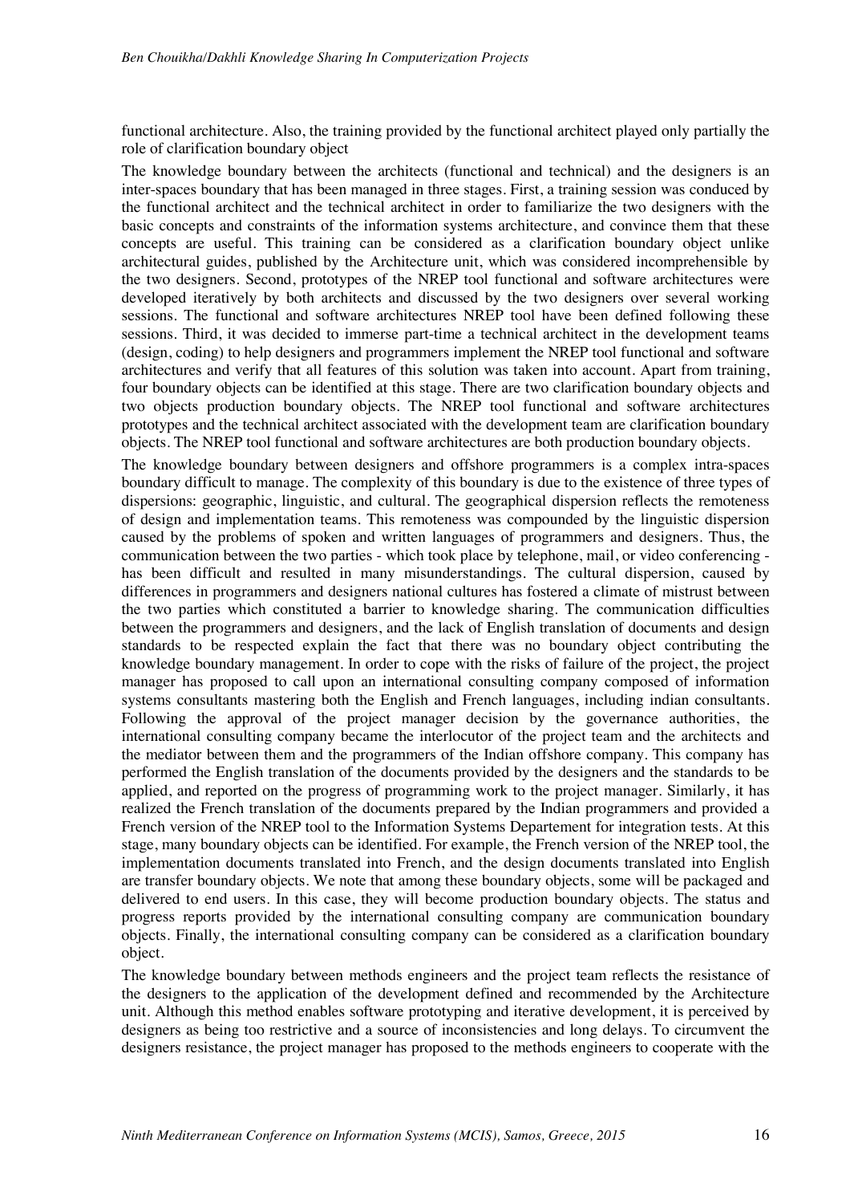functional architecture. Also, the training provided by the functional architect played only partially the role of clarification boundary object

The knowledge boundary between the architects (functional and technical) and the designers is an inter-spaces boundary that has been managed in three stages. First, a training session was conduced by the functional architect and the technical architect in order to familiarize the two designers with the basic concepts and constraints of the information systems architecture, and convince them that these concepts are useful. This training can be considered as a clarification boundary object unlike architectural guides, published by the Architecture unit, which was considered incomprehensible by the two designers. Second, prototypes of the NREP tool functional and software architectures were developed iteratively by both architects and discussed by the two designers over several working sessions. The functional and software architectures NREP tool have been defined following these sessions. Third, it was decided to immerse part-time a technical architect in the development teams (design, coding) to help designers and programmers implement the NREP tool functional and software architectures and verify that all features of this solution was taken into account. Apart from training, four boundary objects can be identified at this stage. There are two clarification boundary objects and two objects production boundary objects. The NREP tool functional and software architectures prototypes and the technical architect associated with the development team are clarification boundary objects. The NREP tool functional and software architectures are both production boundary objects.

The knowledge boundary between designers and offshore programmers is a complex intra-spaces boundary difficult to manage. The complexity of this boundary is due to the existence of three types of dispersions: geographic, linguistic, and cultural. The geographical dispersion reflects the remoteness of design and implementation teams. This remoteness was compounded by the linguistic dispersion caused by the problems of spoken and written languages of programmers and designers. Thus, the communication between the two parties - which took place by telephone, mail, or video conferencing - has been difficult and resulted in many misunderstandings. The cultural dispersion, caused by differences in programmers and designers national cultures has fostered a climate of mistrust between the two parties which constituted a barrier to knowledge sharing. The communication difficulties between the programmers and designers, and the lack of English translation of documents and design standards to be respected explain the fact that there was no boundary object contributing the knowledge boundary management. In order to cope with the risks of failure of the project, the project manager has proposed to call upon an international consulting company composed of information systems consultants mastering both the English and French languages, including indian consultants. Following the approval of the project manager decision by the governance authorities, the international consulting company became the interlocutor of the project team and the architects and the mediator between them and the programmers of the Indian offshore company. This company has performed the English translation of the documents provided by the designers and the standards to be applied, and reported on the progress of programming work to the project manager. Similarly, it has realized the French translation of the documents prepared by the Indian programmers and provided a French version of the NREP tool to the Information Systems Departement for integration tests. At this stage, many boundary objects can be identified. For example, the French version of the NREP tool, the implementation documents translated into French, and the design documents translated into English are transfer boundary objects. We note that among these boundary objects, some will be packaged and delivered to end users. In this case, they will become production boundary objects. The status and progress reports provided by the international consulting company are communication boundary objects. Finally, the international consulting company can be considered as a clarification boundary object.

The knowledge boundary between methods engineers and the project team reflects the resistance of the designers to the application of the development defined and recommended by the Architecture unit. Although this method enables software prototyping and iterative development, it is perceived by designers as being too restrictive and a source of inconsistencies and long delays. To circumvent the designers resistance, the project manager has proposed to the methods engineers to cooperate with the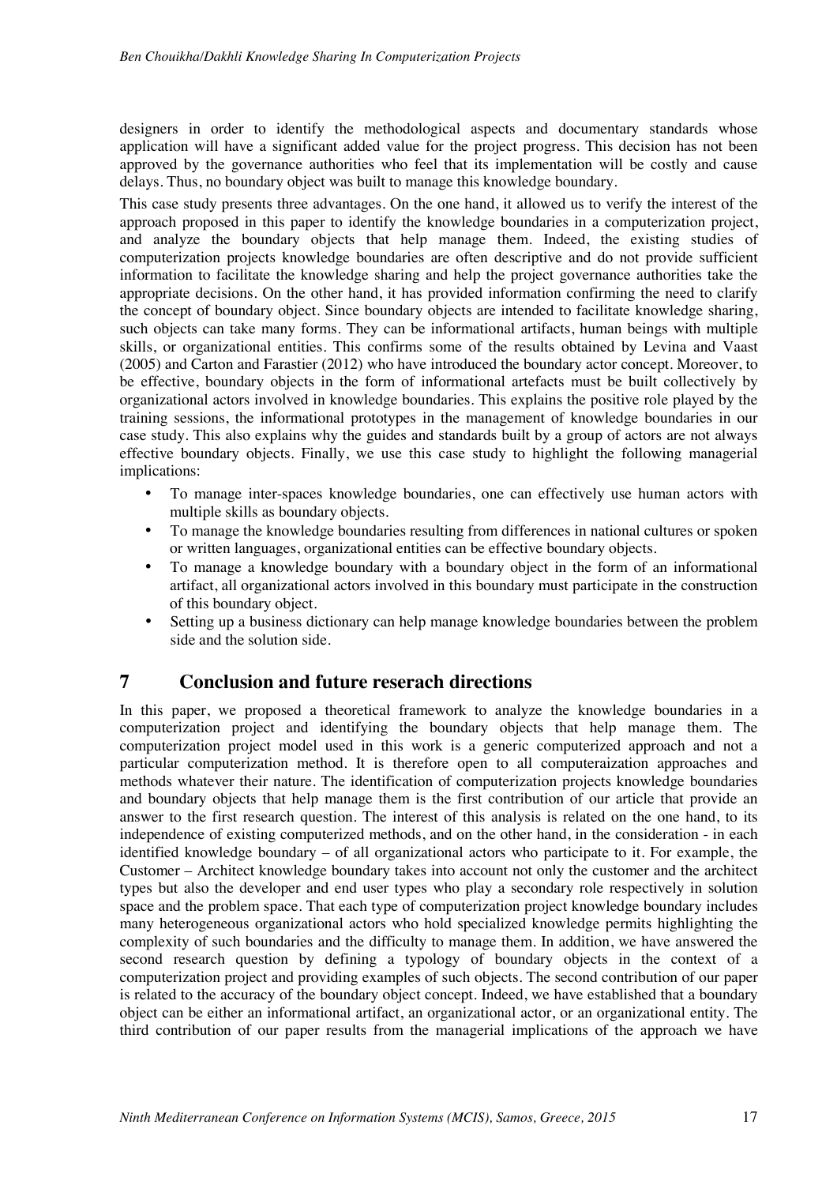designers in order to identify the methodological aspects and documentary standards whose application will have a significant added value for the project progress. This decision has not been approved by the governance authorities who feel that its implementation will be costly and cause delays. Thus, no boundary object was built to manage this knowledge boundary.

This case study presents three advantages. On the one hand, it allowed us to verify the interest of the approach proposed in this paper to identify the knowledge boundaries in a computerization project, and analyze the boundary objects that help manage them. Indeed, the existing studies of computerization projects knowledge boundaries are often descriptive and do not provide sufficient information to facilitate the knowledge sharing and help the project governance authorities take the appropriate decisions. On the other hand, it has provided information confirming the need to clarify the concept of boundary object. Since boundary objects are intended to facilitate knowledge sharing, such objects can take many forms. They can be informational artifacts, human beings with multiple skills, or organizational entities. This confirms some of the results obtained by Levina and Vaast (2005) and Carton and Farastier (2012) who have introduced the boundary actor concept. Moreover, to be effective, boundary objects in the form of informational artefacts must be built collectively by organizational actors involved in knowledge boundaries. This explains the positive role played by the training sessions, the informational prototypes in the management of knowledge boundaries in our case study. This also explains why the guides and standards built by a group of actors are not always effective boundary objects. Finally, we use this case study to highlight the following managerial implications:

- To manage inter-spaces knowledge boundaries, one can effectively use human actors with multiple skills as boundary objects.
- To manage the knowledge boundaries resulting from differences in national cultures or spoken or written languages, organizational entities can be effective boundary objects.
- To manage a knowledge boundary with a boundary object in the form of an informational artifact, all organizational actors involved in this boundary must participate in the construction of this boundary object.
- Setting up a business dictionary can help manage knowledge boundaries between the problem side and the solution side.

## 7 Conclusion and future reserach directions

In this paper, we proposed a theoretical framework to analyze the knowledge boundaries in a computerization project and identifying the boundary objects that help manage them. The computerization project model used in this work is a generic computerized approach and not a particular computerization method. It is therefore open to all computeraization approaches and methods whatever their nature. The identification of computerization projects knowledge boundaries and boundary objects that help manage them is the first contribution of our article that provide an answer to the first research question. The interest of this analysis is related on the one hand, to its independence of existing computerized methods, and on the other hand, in the consideration - in each identified knowledge boundary – of all organizational actors who participate to it. For example, the Customer – Architect knowledge boundary takes into account not only the customer and the architect types but also the developer and end user types who play a secondary role respectively in solution space and the problem space. That each type of computerization project knowledge boundary includes many heterogeneous organizational actors who hold specialized knowledge permits highlighting the complexity of such boundaries and the difficulty to manage them. In addition, we have answered the second research question by defining a typology of boundary objects in the context of a computerization project and providing examples of such objects. The second contribution of our paper is related to the accuracy of the boundary object concept. Indeed, we have established that a boundary object can be either an informational artifact, an organizational actor, or an organizational entity. The third contribution of our paper results from the managerial implications of the approach we have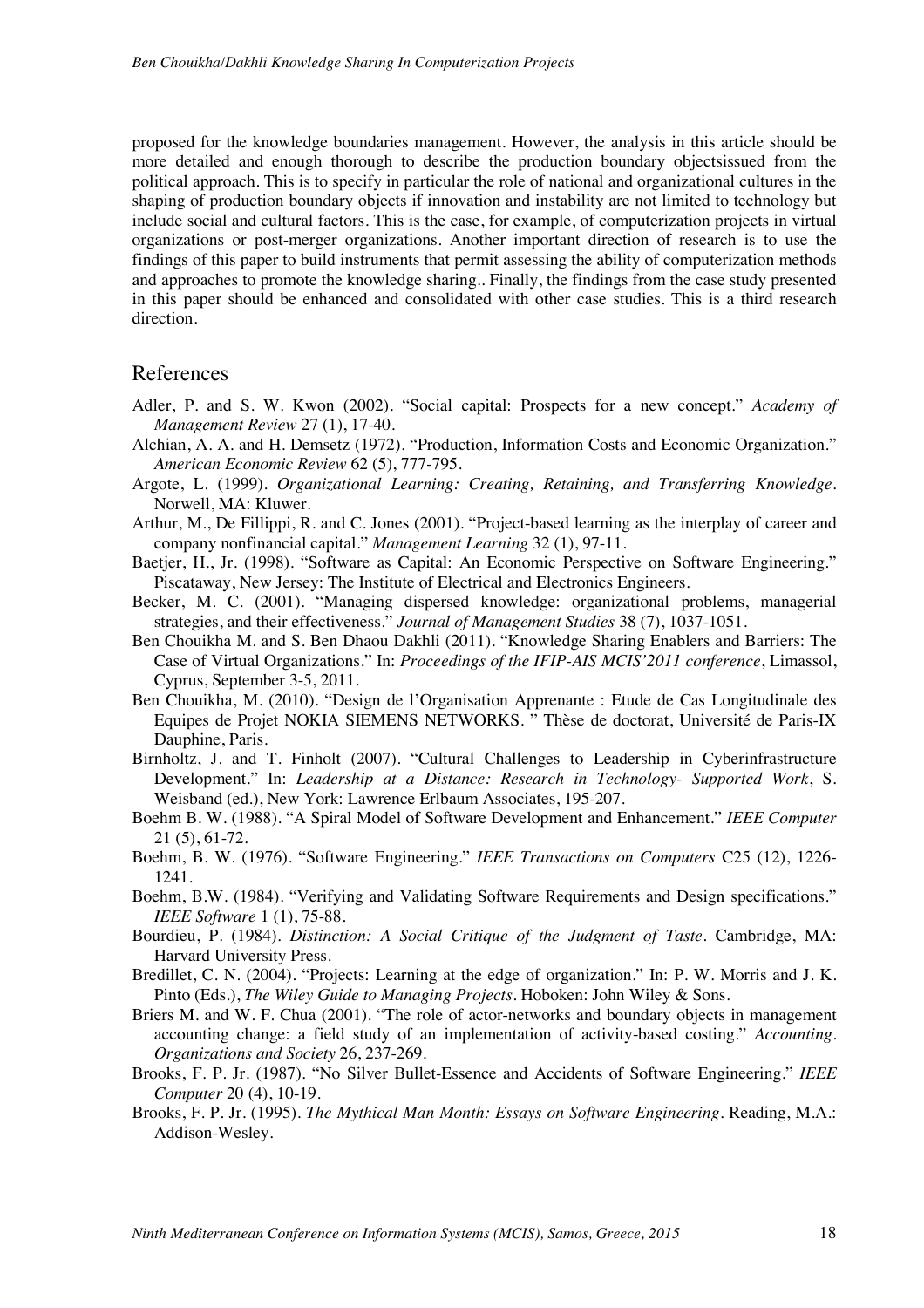proposed for the knowledge boundaries management. However, the analysis in this article should be more detailed and enough thorough to describe the production boundary objectsissued from the political approach. This is to specify in particular the role of national and organizational cultures in the shaping of production boundary objects if innovation and instability are not limited to technology but include social and cultural factors. This is the case, for example, of computerization projects in virtual organizations or post-merger organizations. Another important direction of research is to use the findings of this paper to build instruments that permit assessing the ability of computerization methods and approaches to promote the knowledge sharing.. Finally, the findings from the case study presented in this paper should be enhanced and consolidated with other case studies. This is a third research direction.

## References

Adler, P. and S. W. Kwon (2002). "Social capital: Prospects for a new concept." *Academy of Management Review* 27 (1), 17-40.

Alchian, A. A. and H. Demsetz (1972). "Production, Information Costs and Economic Organization." *American Economic Review* 62 (5), 777-795.

Argote, L. (1999). *Organizational Learning: Creating, Retaining, and Transferring Knowledge*. Norwell, MA: Kluwer.

Arthur, M., De Fillippi, R. and C. Jones (2001). "Project-based learning as the interplay of career and company nonfinancial capital." *Management Learning* 32 (1), 97-11.

Baetjer, H., Jr. (1998). "Software as Capital: An Economic Perspective on Software Engineering." Piscataway, New Jersey: The Institute of Electrical and Electronics Engineers.

Becker, M. C. (2001). "Managing dispersed knowledge: organizational problems, managerial strategies, and their effectiveness." *Journal of Management Studies* 38 (7), 1037-1051.

Ben Chouikha M. and S. Ben Dhaou Dakhli (2011). "Knowledge Sharing Enablers and Barriers: The Case of Virtual Organizations." In: *Proceedings of the IFIP-AIS MCIS'2011 conference*, Limassol, Cyprus, September 3-5, 2011.

Ben Chouikha, M. (2010). "Design de l'Organisation Apprenante : Etude de Cas Longitudinale des Equipes de Projet NOKIA SIEMENS NETWORKS. " Thèse de doctorat, Université de Paris-IX Dauphine, Paris.

Birnholtz, J. and T. Finholt (2007). "Cultural Challenges to Leadership in Cyberinfrastructure Development." In: *Leadership at a Distance: Research in Technology- Supported Work*, S. Weisband (ed.), New York: Lawrence Erlbaum Associates, 195-207.

Boehm B. W. (1988). "A Spiral Model of Software Development and Enhancement." *IEEE Computer* 21 (5), 61-72.

Boehm, B. W. (1976). "Software Engineering." *IEEE Transactions on Computers* C25 (12), 1226-1241.

Boehm, B.W. (1984). "Verifying and Validating Software Requirements and Design specifications." *IEEE Software* 1 (1), 75-88.

Bourdieu, P. (1984). *Distinction: A Social Critique of the Judgment of Taste*. Cambridge, MA: Harvard University Press.

Bredillet, C. N. (2004). "Projects: Learning at the edge of organization." In: P. W. Morris and J. K. Pinto (Eds.), *The Wiley Guide to Managing Projects*. Hoboken: John Wiley & Sons.

Briers M. and W. F. Chua (2001). "The role of actor-networks and boundary objects in management accounting change: a field study of an implementation of activity-based costing." *Accounting. Organizations and Society* 26, 237-269.

Brooks, F. P. Jr. (1987). "No Silver Bullet-Essence and Accidents of Software Engineering." *IEEE Computer* 20 (4), 10-19.

Brooks, F. P. Jr. (1995). *The Mythical Man Month: Essays on Software Engineering*. Reading, M.A.: Addison-Wesley.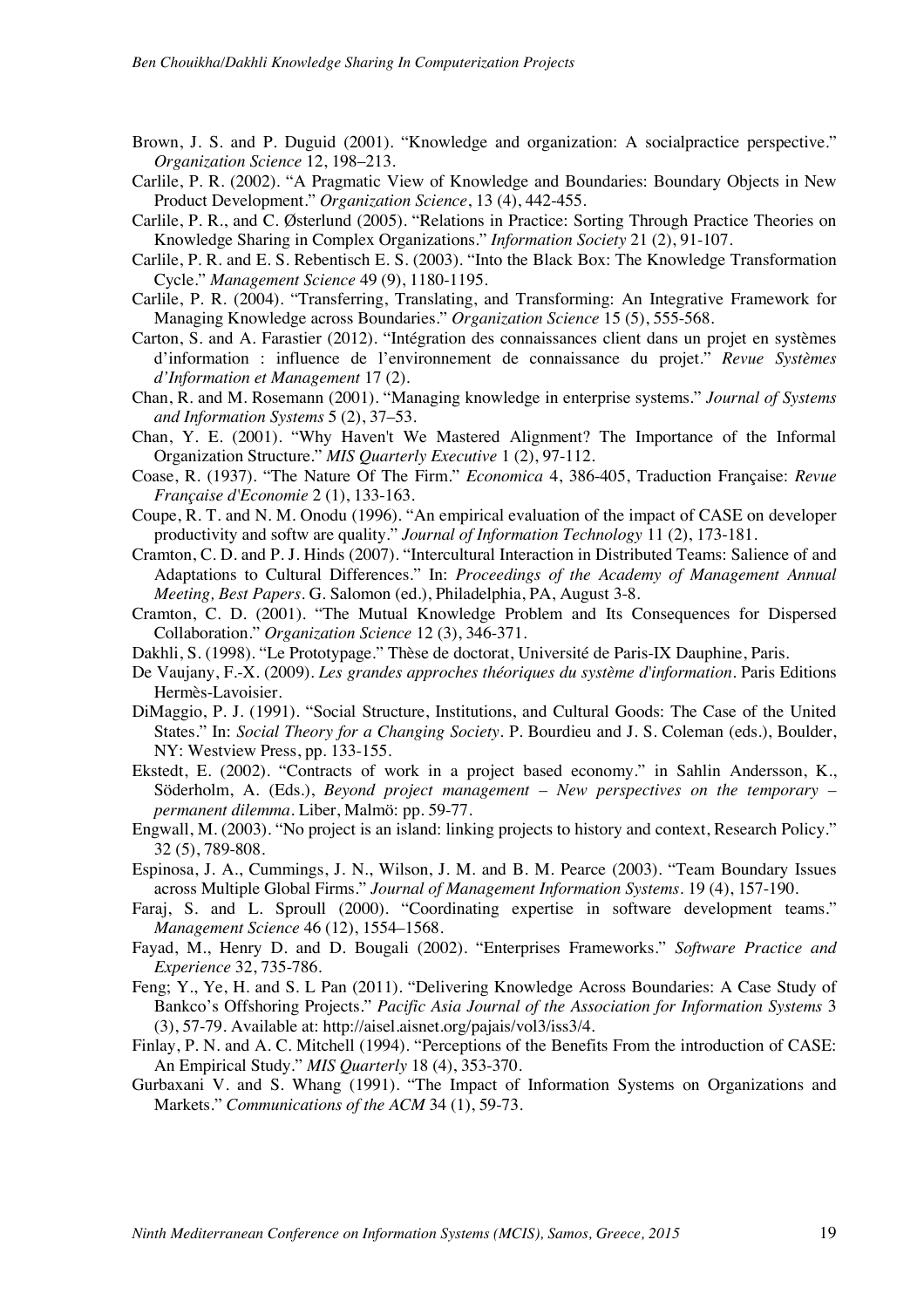Brown, J. S. and P. Duguid (2001). "Knowledge and organization: A socialpractice perspective." *Organization Science* 12, 198–213.

Carlile, P. R. (2002). "A Pragmatic View of Knowledge and Boundaries: Boundary Objects in New Product Development." *Organization Science*, 13 (4), 442-455.

Carlile, P. R., and C. Østerlund (2005). "Relations in Practice: Sorting Through Practice Theories on Knowledge Sharing in Complex Organizations." *Information Society* 21 (2), 91-107.

Carlile, P. R. and E. S. Rebentisch E. S. (2003). "Into the Black Box: The Knowledge Transformation Cycle." *Management Science* 49 (9), 1180-1195.

Carlile, P. R. (2004). "Transferring, Translating, and Transforming: An Integrative Framework for Managing Knowledge across Boundaries." *Organization Science* 15 (5), 555-568.

Carton, S. and A. Farastier (2012). "Intégration des connaissances client dans un projet en systèmes d'information : influence de l'environnement de connaissance du projet." *Revue Systèmes d'Information et Management* 17 (2).

Chan, R. and M. Rosemann (2001). "Managing knowledge in enterprise systems." *Journal of Systems and Information Systems* 5 (2), 37–53.

Chan, Y. E. (2001). "Why Haven't We Mastered Alignment? The Importance of the Informal Organization Structure." *MIS Quarterly Executive* 1 (2), 97-112.

Coase, R. (1937). "The Nature Of The Firm." *Economica* 4, 386-405, Traduction Française: *Revue Française d'Economie* 2 (1), 133-163.

Coupe, R. T. and N. M. Onodu (1996). "An empirical evaluation of the impact of CASE on developer productivity and softw are quality." *Journal of Information Technology* 11 (2), 173-181.

Cramton, C. D. and P. J. Hinds (2007). "Intercultural Interaction in Distributed Teams: Salience of and Adaptations to Cultural Differences." In: *Proceedings of the Academy of Management Annual Meeting, Best Papers*. G. Salomon (ed.), Philadelphia, PA, August 3-8.

Cramton, C. D. (2001). "The Mutual Knowledge Problem and Its Consequences for Dispersed Collaboration." *Organization Science* 12 (3), 346-371.

Dakhli, S. (1998). "Le Prototypage." Thèse de doctorat, Université de Paris-IX Dauphine, Paris.

De Vaujany, F.-X. (2009). *Les grandes approches théoriques du système d'information*. Paris Editions Hermès-Lavoisier.

DiMaggio, P. J. (1991). "Social Structure, Institutions, and Cultural Goods: The Case of the United States." In: *Social Theory for a Changing Society*. P. Bourdieu and J. S. Coleman (eds.), Boulder, NY: Westview Press, pp. 133-155.

Ekstedt, E. (2002). "Contracts of work in a project based economy." in Sahlin Andersson, K., Söderholm, A. (Eds.), *Beyond project management – New perspectives on the temporary – permanent dilemma*. Liber, Malmö: pp. 59-77.

Engwall, M. (2003). "No project is an island: linking projects to history and context, Research Policy." 32 (5), 789-808.

Espinosa, J. A., Cummings, J. N., Wilson, J. M. and B. M. Pearce (2003). "Team Boundary Issues across Multiple Global Firms." *Journal of Management Information Systems*. 19 (4), 157-190.

Faraj, S. and L. Sproull (2000). "Coordinating expertise in software development teams." *Management Science* 46 (12), 1554–1568.

Fayad, M., Henry D. and D. Bougali (2002). "Enterprises Frameworks." *Software Practice and Experience* 32, 735-786.

Feng; Y., Ye, H. and S. L Pan (2011). "Delivering Knowledge Across Boundaries: A Case Study of Bankco's Offshoring Projects." *Pacific Asia Journal of the Association for Information Systems* 3 (3), 57-79. Available at: http://aisel.aisnet.org/pajais/vol3/iss3/4.

Finlay, P. N. and A. C. Mitchell (1994). "Perceptions of the Benefits From the introduction of CASE: An Empirical Study." *MIS Quarterly* 18 (4), 353-370.

Gurbaxani V. and S. Whang (1991). "The Impact of Information Systems on Organizations and Markets." *Communications of the ACM* 34 (1), 59-73.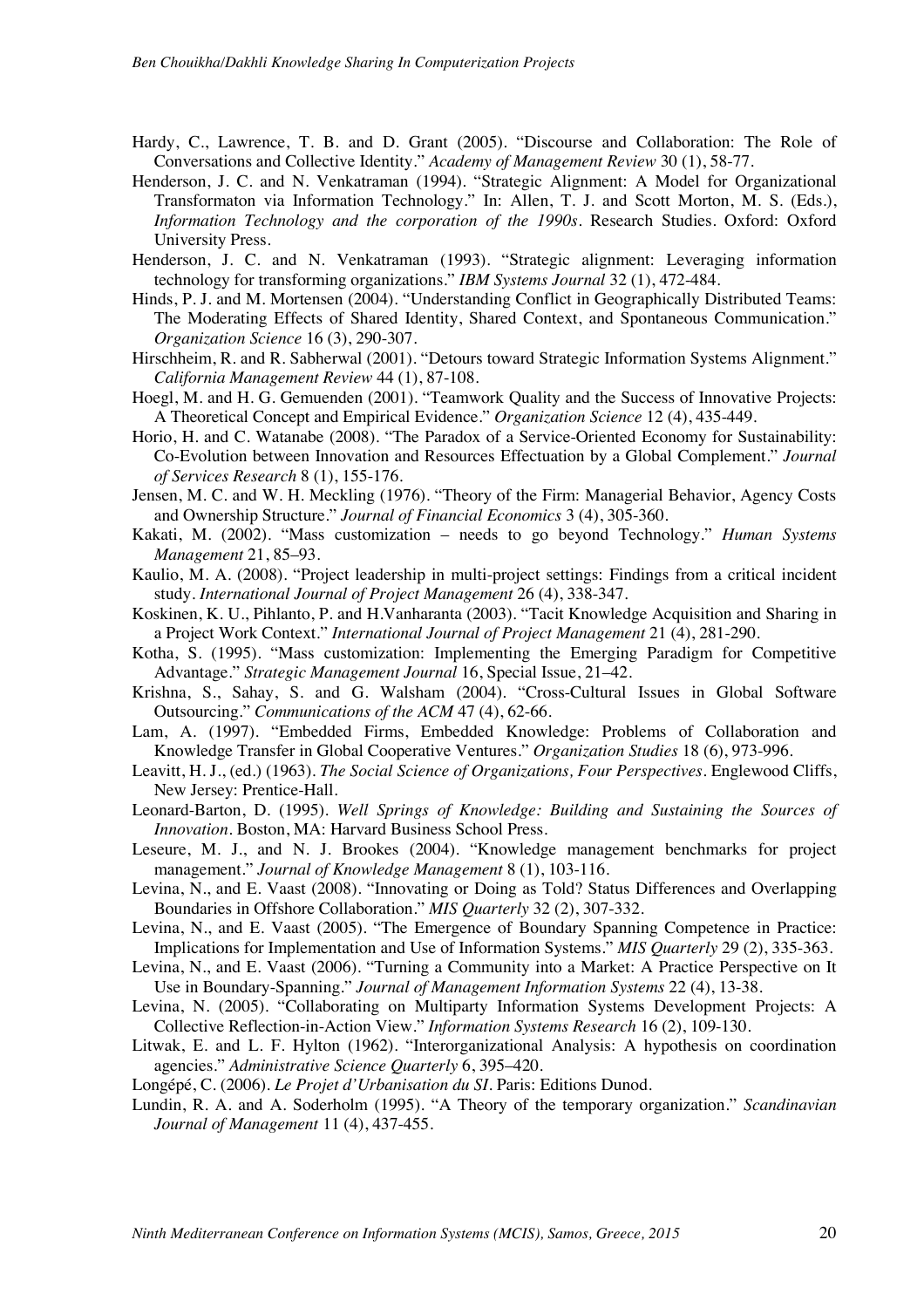Hardy, C., Lawrence, T. B. and D. Grant (2005). "Discourse and Collaboration: The Role of Conversations and Collective Identity." *Academy of Management Review* 30 (1), 58-77.

Henderson, J. C. and N. Venkatraman (1994). "Strategic Alignment: A Model for Organizational Transformaton via Information Technology." In: Allen, T. J. and Scott Morton, M. S. (Eds.), *Information Technology and the corporation of the 1990s*. Research Studies. Oxford: Oxford University Press.

Henderson, J. C. and N. Venkatraman (1993). "Strategic alignment: Leveraging information technology for transforming organizations." *IBM Systems Journal* 32 (1), 472-484.

Hinds, P. J. and M. Mortensen (2004). "Understanding Conflict in Geographically Distributed Teams: The Moderating Effects of Shared Identity, Shared Context, and Spontaneous Communication." *Organization Science* 16 (3), 290-307.

Hirschheim, R. and R. Sabherwal (2001). "Detours toward Strategic Information Systems Alignment." *California Management Review* 44 (1), 87-108.

Hoegl, M. and H. G. Gemuenden (2001). "Teamwork Quality and the Success of Innovative Projects: A Theoretical Concept and Empirical Evidence." *Organization Science* 12 (4), 435-449.

Horio, H. and C. Watanabe (2008). "The Paradox of a Service-Oriented Economy for Sustainability: Co-Evolution between Innovation and Resources Effectuation by a Global Complement." *Journal of Services Research* 8 (1), 155-176.

Jensen, M. C. and W. H. Meckling (1976). "Theory of the Firm: Managerial Behavior, Agency Costs and Ownership Structure." *Journal of Financial Economics* 3 (4), 305-360.

Kakati, M. (2002). "Mass customization – needs to go beyond Technology." *Human Systems Management* 21, 85–93.

Kaulio, M. A. (2008). "Project leadership in multi-project settings: Findings from a critical incident study. *International Journal of Project Management* 26 (4), 338-347.

Koskinen, K. U., Pihlanto, P. and H.Vanharanta (2003). "Tacit Knowledge Acquisition and Sharing in a Project Work Context." *International Journal of Project Management* 21 (4), 281-290.

Kotha, S. (1995). "Mass customization: Implementing the Emerging Paradigm for Competitive Advantage." *Strategic Management Journal* 16, Special Issue, 21–42.

Krishna, S., Sahay, S. and G. Walsham (2004). "Cross-Cultural Issues in Global Software Outsourcing." *Communications of the ACM* 47 (4), 62-66.

Lam, A. (1997). "Embedded Firms, Embedded Knowledge: Problems of Collaboration and Knowledge Transfer in Global Cooperative Ventures." *Organization Studies* 18 (6), 973-996.

Leavitt, H. J., (ed.) (1963). *The Social Science of Organizations, Four Perspectives*. Englewood Cliffs, New Jersey: Prentice-Hall.

Leonard-Barton, D. (1995). *Well Springs of Knowledge: Building and Sustaining the Sources of Innovation*. Boston, MA: Harvard Business School Press.

Leseure, M. J., and N. J. Brookes (2004). "Knowledge management benchmarks for project management." *Journal of Knowledge Management* 8 (1), 103-116.

Levina, N., and E. Vaast (2008). "Innovating or Doing as Told? Status Differences and Overlapping Boundaries in Offshore Collaboration." *MIS Quarterly* 32 (2), 307-332.

Levina, N., and E. Vaast (2005). "The Emergence of Boundary Spanning Competence in Practice: Implications for Implementation and Use of Information Systems." *MIS Quarterly* 29 (2), 335-363.

Levina, N., and E. Vaast (2006). "Turning a Community into a Market: A Practice Perspective on It Use in Boundary-Spanning." *Journal of Management Information Systems* 22 (4), 13-38.

Levina, N. (2005). "Collaborating on Multiparty Information Systems Development Projects: A Collective Reflection-in-Action View." *Information Systems Research* 16 (2), 109-130.

Litwak, E. and L. F. Hylton (1962). "Interorganizational Analysis: A hypothesis on coordination agencies." *Administrative Science Quarterly* 6, 395–420.

Longépé, C. (2006). *Le Projet d'Urbanisation du SI*. Paris: Editions Dunod.

Lundin, R. A. and A. Soderholm (1995). "A Theory of the temporary organization." *Scandinavian Journal of Management* 11 (4), 437-455.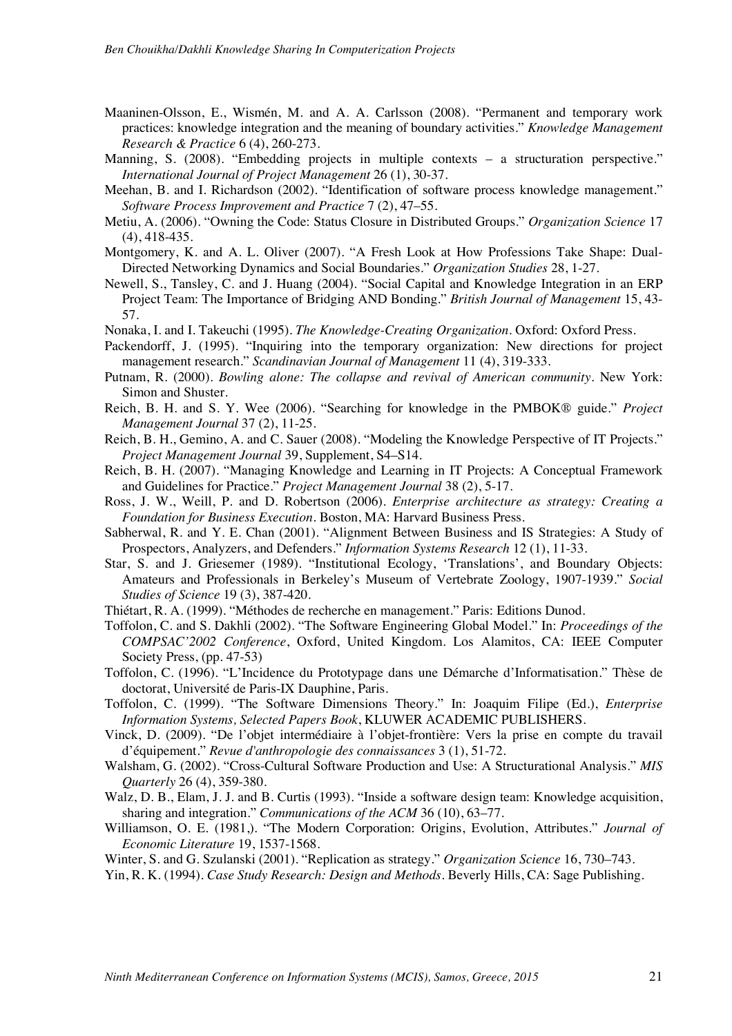Maaninen-Olsson, E., Wismén, M. and A. A. Carlsson (2008). "Permanent and temporary work practices: knowledge integration and the meaning of boundary activities." *Knowledge Management Research & Practice* 6 (4), 260-273.

Manning, S. (2008). "Embedding projects in multiple contexts – a structuration perspective." *International Journal of Project Management* 26 (1), 30-37.

Meehan, B. and I. Richardson (2002). "Identification of software process knowledge management." *Software Process Improvement and Practice* 7 (2), 47–55.

Metiu, A. (2006). "Owning the Code: Status Closure in Distributed Groups." *Organization Science* 17 (4), 418-435.

Montgomery, K. and A. L. Oliver (2007). "A Fresh Look at How Professions Take Shape: Dual-Directed Networking Dynamics and Social Boundaries." *Organization Studies* 28, 1-27.

Newell, S., Tansley, C. and J. Huang (2004). "Social Capital and Knowledge Integration in an ERP Project Team: The Importance of Bridging AND Bonding." *British Journal of Management* 15, 43-57.

Nonaka, I. and I. Takeuchi (1995). *The Knowledge-Creating Organization*. Oxford: Oxford Press.

Packendorff, J. (1995). "Inquiring into the temporary organization: New directions for project management research." *Scandinavian Journal of Management* 11 (4), 319-333.

Putnam, R. (2000). *Bowling alone: The collapse and revival of American community*. New York: Simon and Shuster.

Reich, B. H. and S. Y. Wee (2006). "Searching for knowledge in the PMBOK® guide." *Project Management Journal* 37 (2), 11-25.

Reich, B. H., Gemino, A. and C. Sauer (2008). "Modeling the Knowledge Perspective of IT Projects." *Project Management Journal* 39, Supplement, S4–S14.

Reich, B. H. (2007). "Managing Knowledge and Learning in IT Projects: A Conceptual Framework and Guidelines for Practice." *Project Management Journal* 38 (2), 5-17.

Ross, J. W., Weill, P. and D. Robertson (2006). *Enterprise architecture as strategy: Creating a Foundation for Business Execution*. Boston, MA: Harvard Business Press.

Sabherwal, R. and Y. E. Chan (2001). "Alignment Between Business and IS Strategies: A Study of Prospectors, Analyzers, and Defenders." *Information Systems Research* 12 (1), 11-33.

Star, S. and J. Griesemer (1989). "Institutional Ecology, 'Translations', and Boundary Objects: Amateurs and Professionals in Berkeley's Museum of Vertebrate Zoology, 1907-1939." *Social Studies of Science* 19 (3), 387-420.

Thiétart, R. A. (1999). "Méthodes de recherche en management." Paris: Editions Dunod.

Toffolon, C. and S. Dakhli (2002). "The Software Engineering Global Model." In: *Proceedings of the COMPSAC'2002 Conference*, Oxford, United Kingdom. Los Alamitos, CA: IEEE Computer Society Press, (pp. 47-53)

Toffolon, C. (1996). "L'Incidence du Prototypage dans une Démarche d'Informatisation." Thèse de doctorat, Université de Paris-IX Dauphine, Paris.

Toffolon, C. (1999). "The Software Dimensions Theory." In: Joaquim Filipe (Ed.), *Enterprise Information Systems, Selected Papers Book*, KLUWER ACADEMIC PUBLISHERS.

Vinck, D. (2009). "De l'objet intermédiaire à l'objet-frontière: Vers la prise en compte du travail d'équipement." *Revue d'anthropologie des connaissances* 3 (1), 51-72.

Walsham, G. (2002). "Cross-Cultural Software Production and Use: A Structurational Analysis." *MIS Quarterly* 26 (4), 359-380.

Walz, D. B., Elam, J. J. and B. Curtis (1993). "Inside a software design team: Knowledge acquisition, sharing and integration." *Communications of the ACM* 36 (10), 63–77.

Williamson, O. E. (1981,). "The Modern Corporation: Origins, Evolution, Attributes." *Journal of Economic Literature* 19, 1537-1568.

Winter, S. and G. Szulanski (2001). "Replication as strategy." *Organization Science* 16, 730–743.

Yin, R. K. (1994). *Case Study Research: Design and Methods*. Beverly Hills, CA: Sage Publishing.